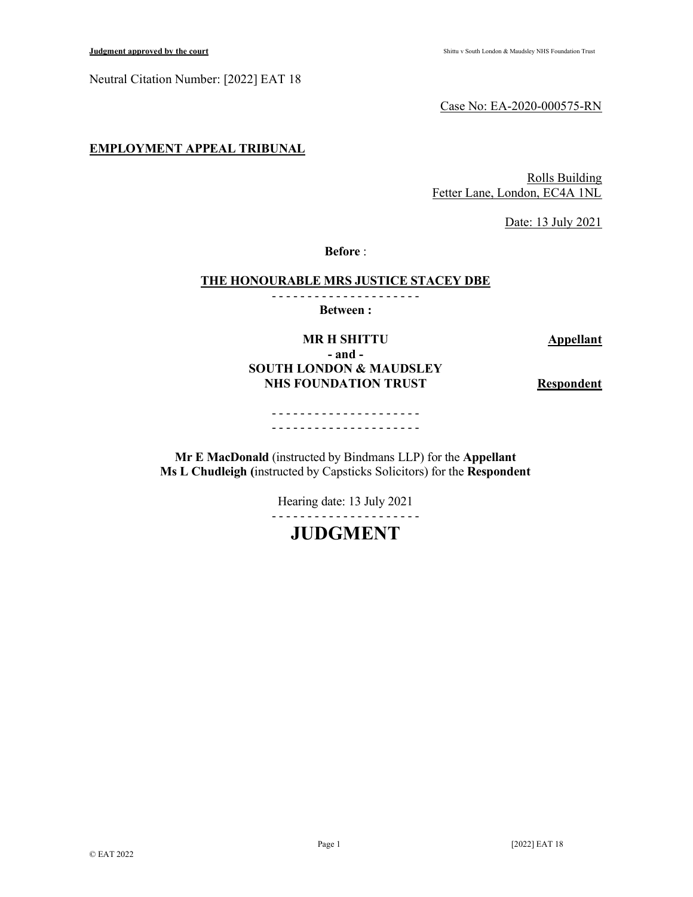Neutral Citation Number: [2022] EAT 18

Case No: EA-2020-000575-RN

**EMPLOYMENT APPEAL TRIBUNAL**

Rolls Building
Fetter Lane, London, EC4A 1NL

Date: 13 July 2021

**Before** :

**THE HONOURABLE MRS JUSTICE STACEY DBE**

- - - - - - - - - - - - - - - - - - - - -

**Between :**

**MR H SHITTU** — **Appellant**

**- and -**

**SOUTH LONDON & MAUDSLEY NHS FOUNDATION TRUST** — **Respondent**

- - - - - - - - - - - - - - - - - - - - -

- - - - - - - - - - - - - - - - - - - - -

**Mr E MacDonald** (instructed by Bindmans LLP) for the **Appellant**
**Ms L Chudleigh (**instructed by Capsticks Solicitors) for the **Respondent**

Hearing date: 13 July 2021

- - - - - - - - - - - - - - - - - - - - -

# JUDGMENT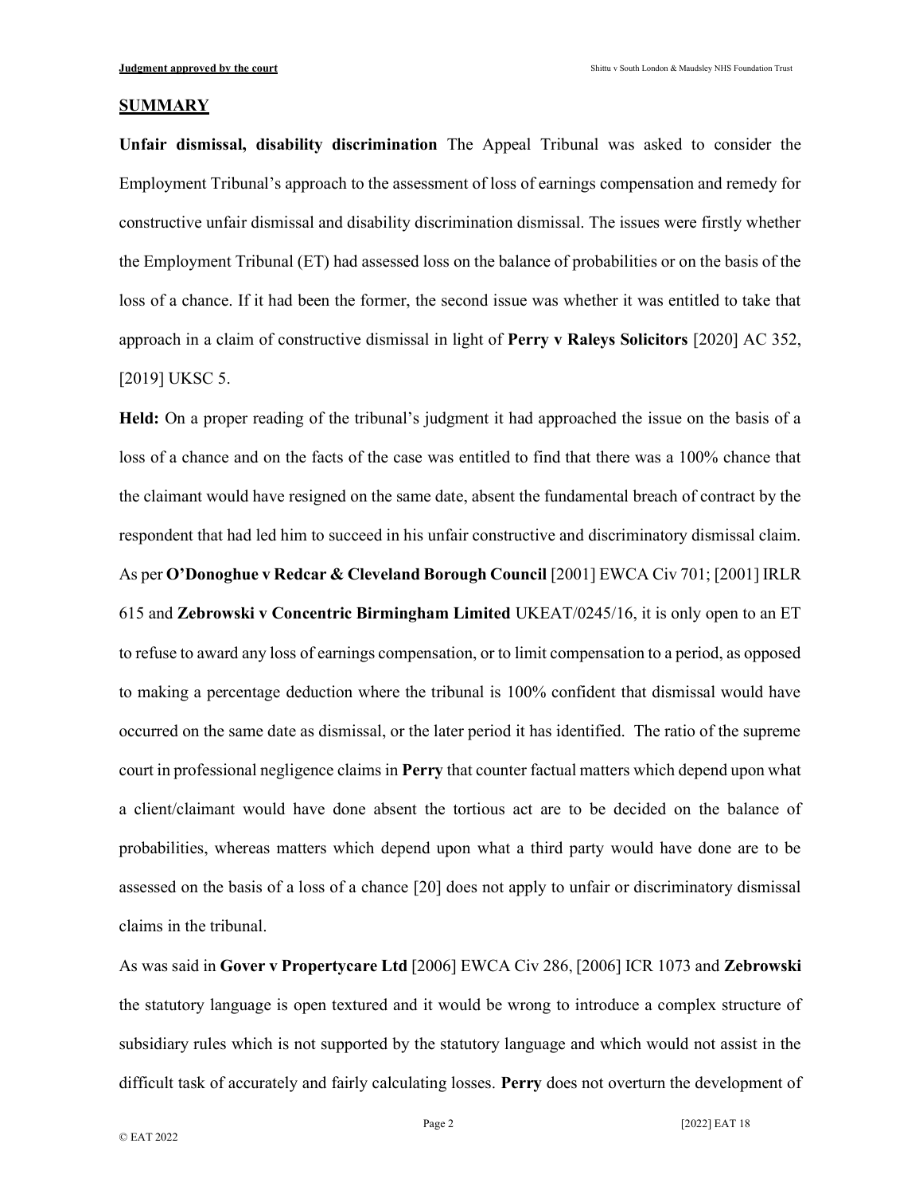## SUMMARY

**Unfair dismissal, disability discrimination** The Appeal Tribunal was asked to consider the Employment Tribunal's approach to the assessment of loss of earnings compensation and remedy for constructive unfair dismissal and disability discrimination dismissal. The issues were firstly whether the Employment Tribunal (ET) had assessed loss on the balance of probabilities or on the basis of the loss of a chance. If it had been the former, the second issue was whether it was entitled to take that approach in a claim of constructive dismissal in light of **Perry v Raleys Solicitors** [2020] AC 352, [2019] UKSC 5.

**Held:** On a proper reading of the tribunal's judgment it had approached the issue on the basis of a loss of a chance and on the facts of the case was entitled to find that there was a 100% chance that the claimant would have resigned on the same date, absent the fundamental breach of contract by the respondent that had led him to succeed in his unfair constructive and discriminatory dismissal claim. As per **O'Donoghue v Redcar & Cleveland Borough Council** [2001] EWCA Civ 701; [2001] IRLR 615 and **Zebrowski v Concentric Birmingham Limited** UKEAT/0245/16, it is only open to an ET to refuse to award any loss of earnings compensation, or to limit compensation to a period, as opposed to making a percentage deduction where the tribunal is 100% confident that dismissal would have occurred on the same date as dismissal, or the later period it has identified. The ratio of the supreme court in professional negligence claims in **Perry** that counter factual matters which depend upon what a client/claimant would have done absent the tortious act are to be decided on the balance of probabilities, whereas matters which depend upon what a third party would have done are to be assessed on the basis of a loss of a chance [20] does not apply to unfair or discriminatory dismissal claims in the tribunal.

As was said in **Gover v Propertycare Ltd** [2006] EWCA Civ 286, [2006] ICR 1073 and **Zebrowski** the statutory language is open textured and it would be wrong to introduce a complex structure of subsidiary rules which is not supported by the statutory language and which would not assist in the difficult task of accurately and fairly calculating losses. **Perry** does not overturn the development of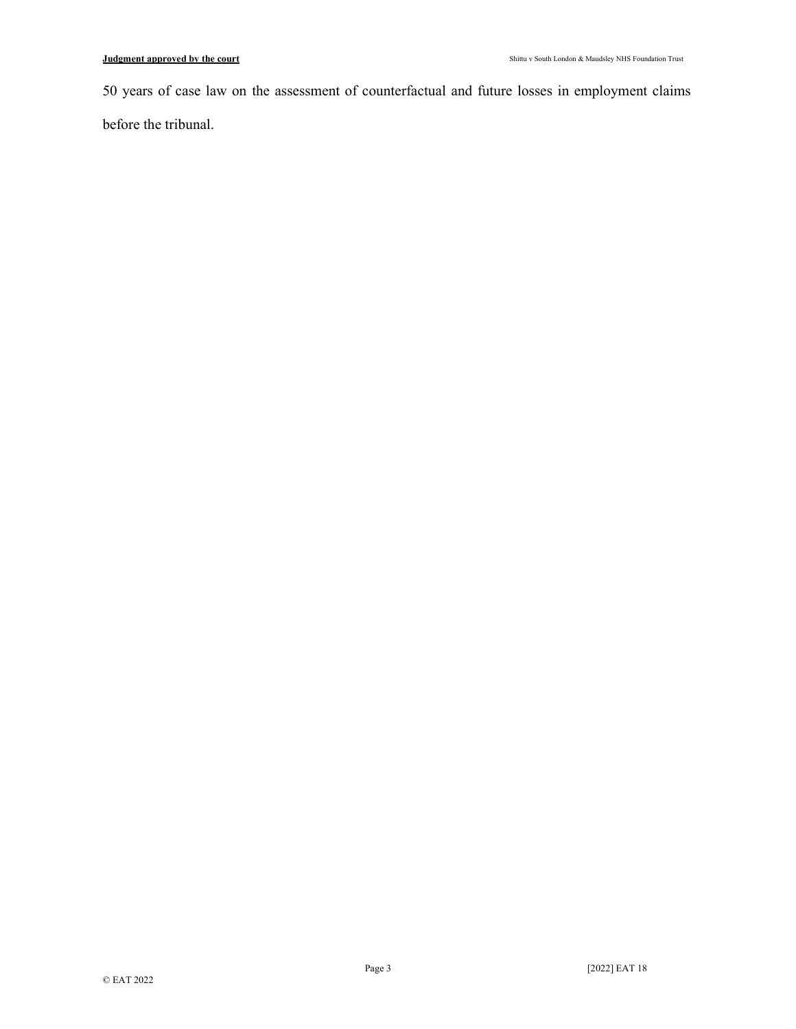50 years of case law on the assessment of counterfactual and future losses in employment claims before the tribunal.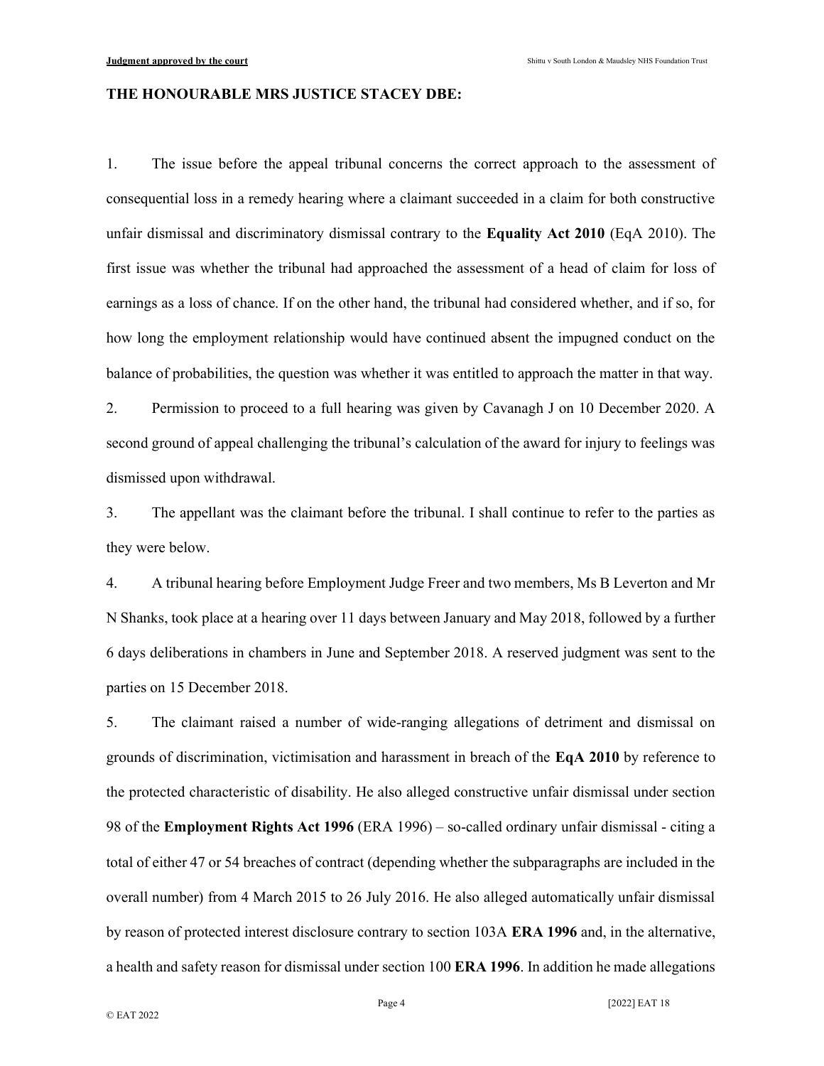**THE HONOURABLE MRS JUSTICE STACEY DBE:**

1. The issue before the appeal tribunal concerns the correct approach to the assessment of consequential loss in a remedy hearing where a claimant succeeded in a claim for both constructive unfair dismissal and discriminatory dismissal contrary to the **Equality Act 2010** (EqA 2010). The first issue was whether the tribunal had approached the assessment of a head of claim for loss of earnings as a loss of chance. If on the other hand, the tribunal had considered whether, and if so, for how long the employment relationship would have continued absent the impugned conduct on the balance of probabilities, the question was whether it was entitled to approach the matter in that way.

2. Permission to proceed to a full hearing was given by Cavanagh J on 10 December 2020. A second ground of appeal challenging the tribunal's calculation of the award for injury to feelings was dismissed upon withdrawal.

3. The appellant was the claimant before the tribunal. I shall continue to refer to the parties as they were below.

4. A tribunal hearing before Employment Judge Freer and two members, Ms B Leverton and Mr N Shanks, took place at a hearing over 11 days between January and May 2018, followed by a further 6 days deliberations in chambers in June and September 2018. A reserved judgment was sent to the parties on 15 December 2018.

5. The claimant raised a number of wide-ranging allegations of detriment and dismissal on grounds of discrimination, victimisation and harassment in breach of the **EqA 2010** by reference to the protected characteristic of disability. He also alleged constructive unfair dismissal under section 98 of the **Employment Rights Act 1996** (ERA 1996) – so-called ordinary unfair dismissal - citing a total of either 47 or 54 breaches of contract (depending whether the subparagraphs are included in the overall number) from 4 March 2015 to 26 July 2016. He also alleged automatically unfair dismissal by reason of protected interest disclosure contrary to section 103A **ERA 1996** and, in the alternative, a health and safety reason for dismissal under section 100 **ERA 1996**. In addition he made allegations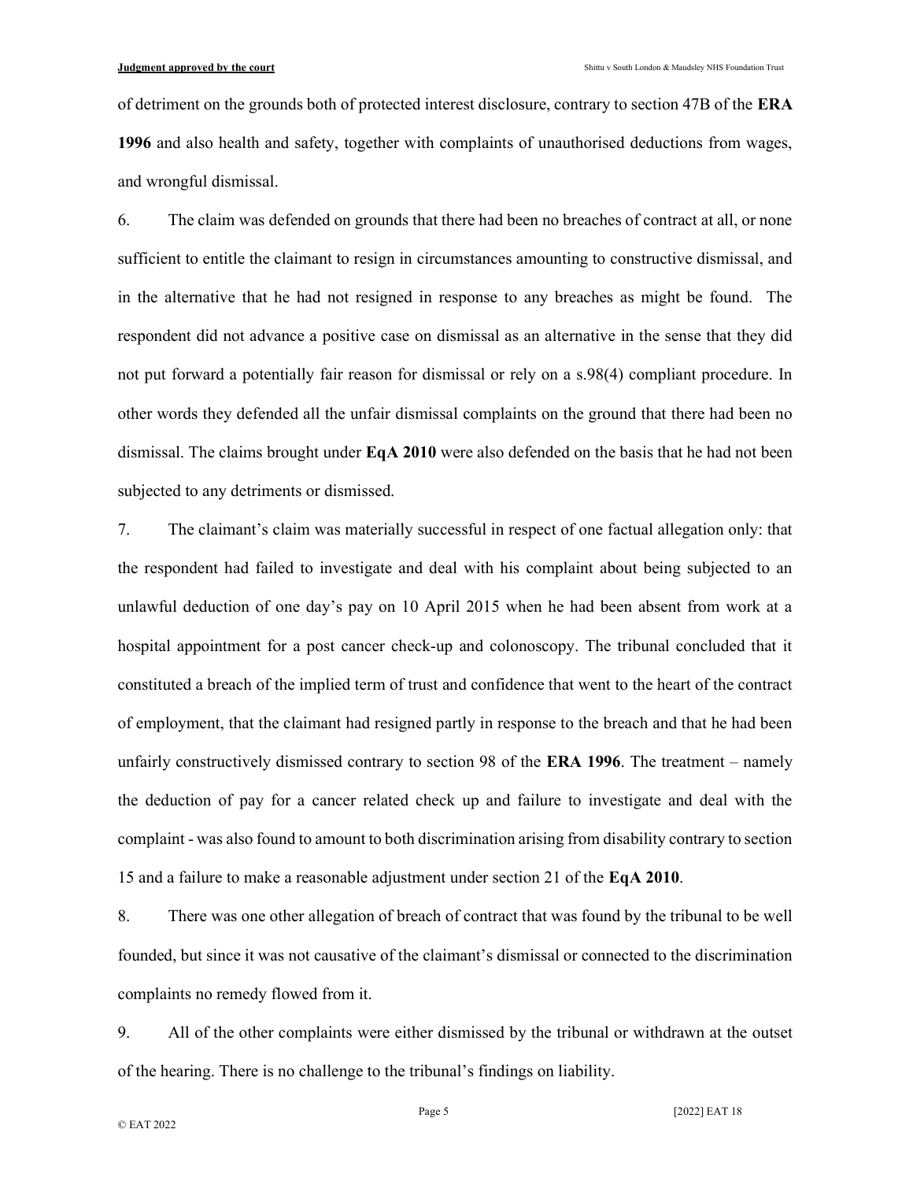of detriment on the grounds both of protected interest disclosure, contrary to section 47B of the **ERA 1996** and also health and safety, together with complaints of unauthorised deductions from wages, and wrongful dismissal.

6. The claim was defended on grounds that there had been no breaches of contract at all, or none sufficient to entitle the claimant to resign in circumstances amounting to constructive dismissal, and in the alternative that he had not resigned in response to any breaches as might be found. The respondent did not advance a positive case on dismissal as an alternative in the sense that they did not put forward a potentially fair reason for dismissal or rely on a s.98(4) compliant procedure. In other words they defended all the unfair dismissal complaints on the ground that there had been no dismissal. The claims brought under **EqA 2010** were also defended on the basis that he had not been subjected to any detriments or dismissed.

7. The claimant's claim was materially successful in respect of one factual allegation only: that the respondent had failed to investigate and deal with his complaint about being subjected to an unlawful deduction of one day's pay on 10 April 2015 when he had been absent from work at a hospital appointment for a post cancer check-up and colonoscopy. The tribunal concluded that it constituted a breach of the implied term of trust and confidence that went to the heart of the contract of employment, that the claimant had resigned partly in response to the breach and that he had been unfairly constructively dismissed contrary to section 98 of the **ERA 1996**. The treatment – namely the deduction of pay for a cancer related check up and failure to investigate and deal with the complaint - was also found to amount to both discrimination arising from disability contrary to section 15 and a failure to make a reasonable adjustment under section 21 of the **EqA 2010**.

8. There was one other allegation of breach of contract that was found by the tribunal to be well founded, but since it was not causative of the claimant's dismissal or connected to the discrimination complaints no remedy flowed from it.

9. All of the other complaints were either dismissed by the tribunal or withdrawn at the outset of the hearing. There is no challenge to the tribunal's findings on liability.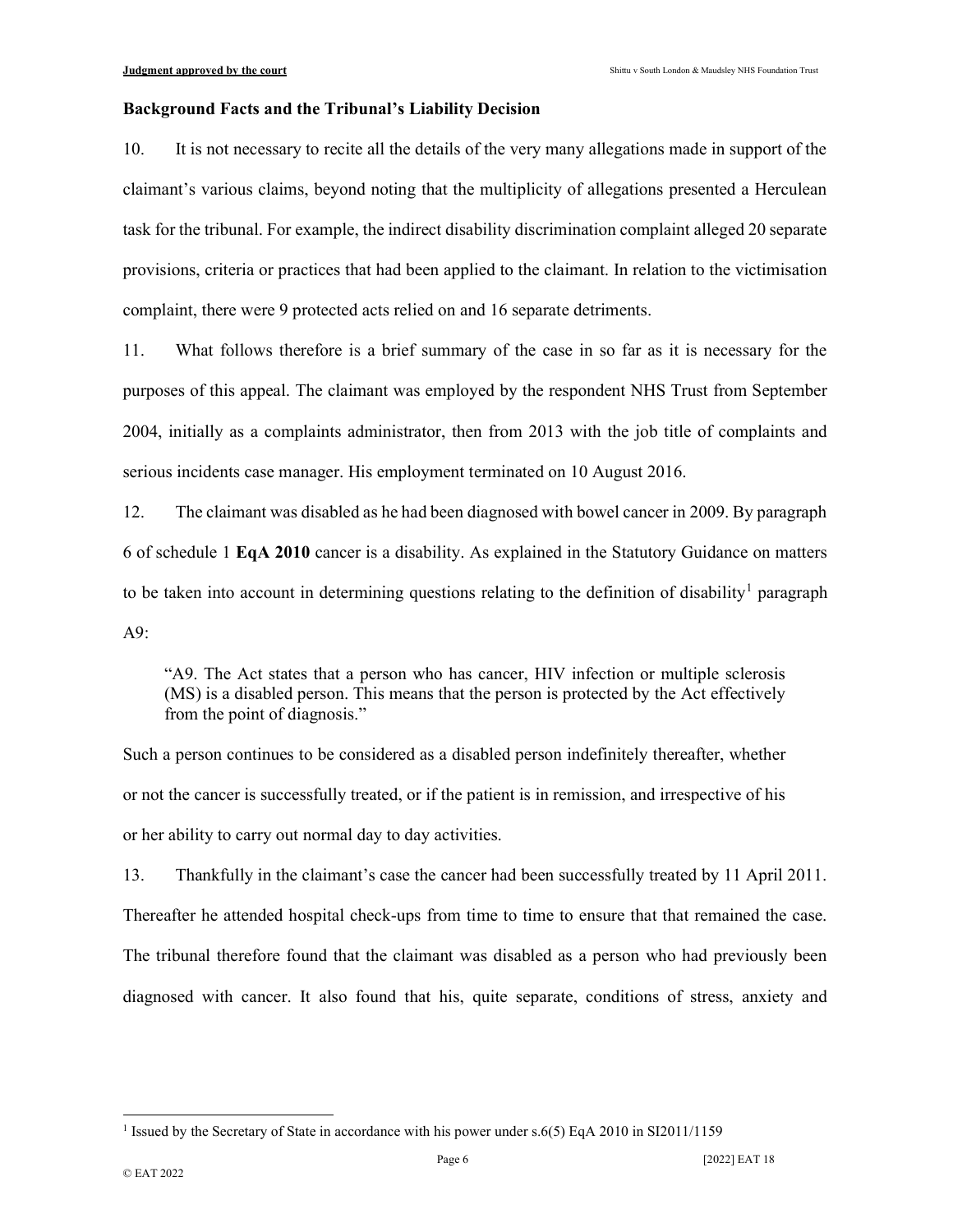### Background Facts and the Tribunal's Liability Decision

10. It is not necessary to recite all the details of the very many allegations made in support of the claimant's various claims, beyond noting that the multiplicity of allegations presented a Herculean task for the tribunal. For example, the indirect disability discrimination complaint alleged 20 separate provisions, criteria or practices that had been applied to the claimant. In relation to the victimisation complaint, there were 9 protected acts relied on and 16 separate detriments.

11. What follows therefore is a brief summary of the case in so far as it is necessary for the purposes of this appeal. The claimant was employed by the respondent NHS Trust from September 2004, initially as a complaints administrator, then from 2013 with the job title of complaints and serious incidents case manager. His employment terminated on 10 August 2016.

12. The claimant was disabled as he had been diagnosed with bowel cancer in 2009. By paragraph 6 of schedule 1 **EqA 2010** cancer is a disability. As explained in the Statutory Guidance on matters to be taken into account in determining questions relating to the definition of disability[1] paragraph A9:

> "A9. The Act states that a person who has cancer, HIV infection or multiple sclerosis (MS) is a disabled person. This means that the person is protected by the Act effectively from the point of diagnosis."

Such a person continues to be considered as a disabled person indefinitely thereafter, whether or not the cancer is successfully treated, or if the patient is in remission, and irrespective of his or her ability to carry out normal day to day activities.

13. Thankfully in the claimant's case the cancer had been successfully treated by 11 April 2011. Thereafter he attended hospital check-ups from time to time to ensure that that remained the case. The tribunal therefore found that the claimant was disabled as a person who had previously been diagnosed with cancer. It also found that his, quite separate, conditions of stress, anxiety and

---

[1] Issued by the Secretary of State in accordance with his power under s.6(5) EqA 2010 in SI2011/1159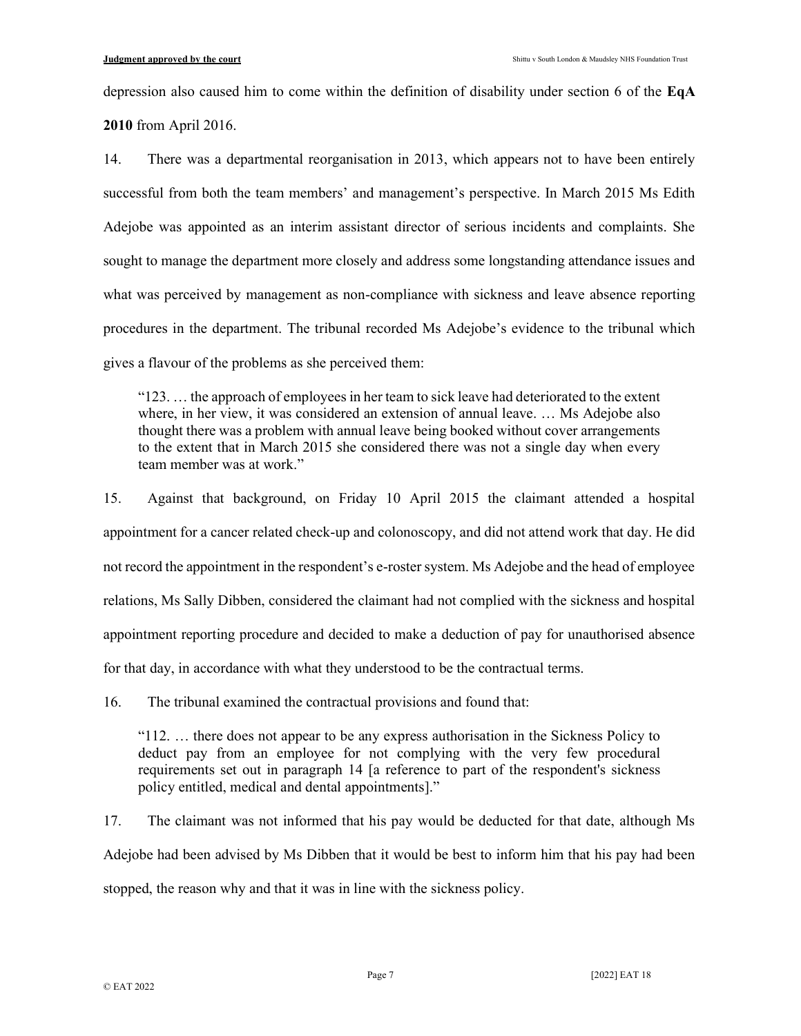depression also caused him to come within the definition of disability under section 6 of the **EqA 2010** from April 2016.

14. There was a departmental reorganisation in 2013, which appears not to have been entirely successful from both the team members' and management's perspective. In March 2015 Ms Edith Adejobe was appointed as an interim assistant director of serious incidents and complaints. She sought to manage the department more closely and address some longstanding attendance issues and what was perceived by management as non-compliance with sickness and leave absence reporting procedures in the department. The tribunal recorded Ms Adejobe's evidence to the tribunal which gives a flavour of the problems as she perceived them:

> "123. … the approach of employees in her team to sick leave had deteriorated to the extent where, in her view, it was considered an extension of annual leave. … Ms Adejobe also thought there was a problem with annual leave being booked without cover arrangements to the extent that in March 2015 she considered there was not a single day when every team member was at work."

15. Against that background, on Friday 10 April 2015 the claimant attended a hospital appointment for a cancer related check-up and colonoscopy, and did not attend work that day. He did not record the appointment in the respondent's e-roster system. Ms Adejobe and the head of employee relations, Ms Sally Dibben, considered the claimant had not complied with the sickness and hospital appointment reporting procedure and decided to make a deduction of pay for unauthorised absence for that day, in accordance with what they understood to be the contractual terms.

16. The tribunal examined the contractual provisions and found that:

> "112. … there does not appear to be any express authorisation in the Sickness Policy to deduct pay from an employee for not complying with the very few procedural requirements set out in paragraph 14 [a reference to part of the respondent's sickness policy entitled, medical and dental appointments]."

17. The claimant was not informed that his pay would be deducted for that date, although Ms Adejobe had been advised by Ms Dibben that it would be best to inform him that his pay had been stopped, the reason why and that it was in line with the sickness policy.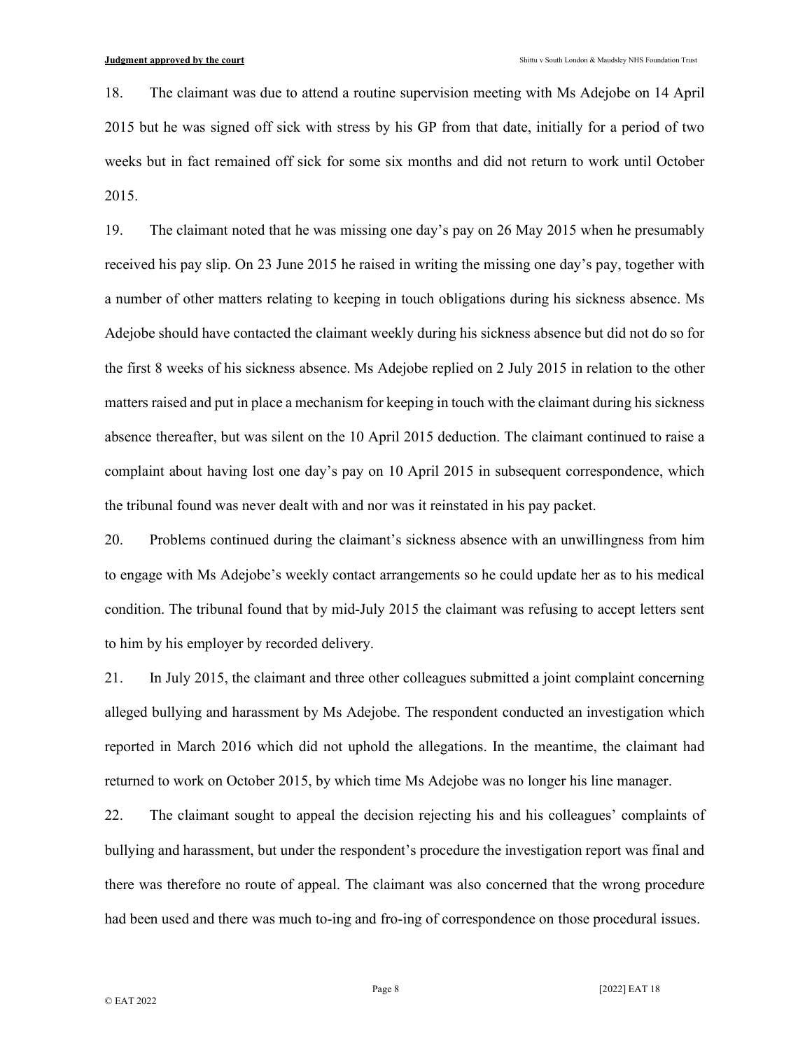18. The claimant was due to attend a routine supervision meeting with Ms Adejobe on 14 April 2015 but he was signed off sick with stress by his GP from that date, initially for a period of two weeks but in fact remained off sick for some six months and did not return to work until October 2015.

19. The claimant noted that he was missing one day's pay on 26 May 2015 when he presumably received his pay slip. On 23 June 2015 he raised in writing the missing one day's pay, together with a number of other matters relating to keeping in touch obligations during his sickness absence. Ms Adejobe should have contacted the claimant weekly during his sickness absence but did not do so for the first 8 weeks of his sickness absence. Ms Adejobe replied on 2 July 2015 in relation to the other matters raised and put in place a mechanism for keeping in touch with the claimant during his sickness absence thereafter, but was silent on the 10 April 2015 deduction. The claimant continued to raise a complaint about having lost one day's pay on 10 April 2015 in subsequent correspondence, which the tribunal found was never dealt with and nor was it reinstated in his pay packet.

20. Problems continued during the claimant's sickness absence with an unwillingness from him to engage with Ms Adejobe's weekly contact arrangements so he could update her as to his medical condition. The tribunal found that by mid-July 2015 the claimant was refusing to accept letters sent to him by his employer by recorded delivery.

21. In July 2015, the claimant and three other colleagues submitted a joint complaint concerning alleged bullying and harassment by Ms Adejobe. The respondent conducted an investigation which reported in March 2016 which did not uphold the allegations. In the meantime, the claimant had returned to work on October 2015, by which time Ms Adejobe was no longer his line manager.

22. The claimant sought to appeal the decision rejecting his and his colleagues' complaints of bullying and harassment, but under the respondent's procedure the investigation report was final and there was therefore no route of appeal. The claimant was also concerned that the wrong procedure had been used and there was much to-ing and fro-ing of correspondence on those procedural issues.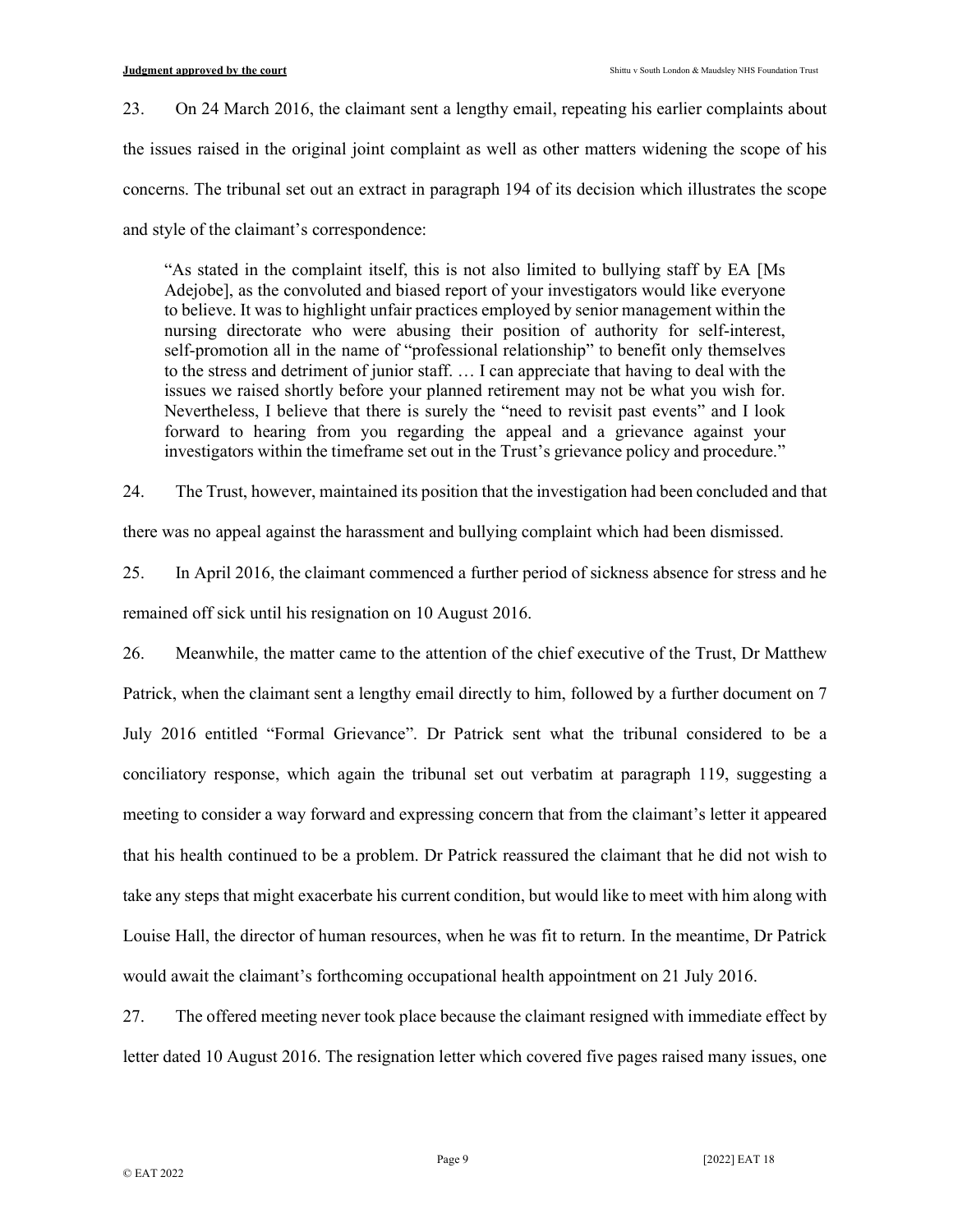23. On 24 March 2016, the claimant sent a lengthy email, repeating his earlier complaints about the issues raised in the original joint complaint as well as other matters widening the scope of his concerns. The tribunal set out an extract in paragraph 194 of its decision which illustrates the scope and style of the claimant's correspondence:

> "As stated in the complaint itself, this is not also limited to bullying staff by EA [Ms Adejobe], as the convoluted and biased report of your investigators would like everyone to believe. It was to highlight unfair practices employed by senior management within the nursing directorate who were abusing their position of authority for self-interest, self-promotion all in the name of "professional relationship" to benefit only themselves to the stress and detriment of junior staff. … I can appreciate that having to deal with the issues we raised shortly before your planned retirement may not be what you wish for. Nevertheless, I believe that there is surely the "need to revisit past events" and I look forward to hearing from you regarding the appeal and a grievance against your investigators within the timeframe set out in the Trust's grievance policy and procedure."

24. The Trust, however, maintained its position that the investigation had been concluded and that there was no appeal against the harassment and bullying complaint which had been dismissed.

25. In April 2016, the claimant commenced a further period of sickness absence for stress and he remained off sick until his resignation on 10 August 2016.

26. Meanwhile, the matter came to the attention of the chief executive of the Trust, Dr Matthew Patrick, when the claimant sent a lengthy email directly to him, followed by a further document on 7 July 2016 entitled "Formal Grievance". Dr Patrick sent what the tribunal considered to be a conciliatory response, which again the tribunal set out verbatim at paragraph 119, suggesting a meeting to consider a way forward and expressing concern that from the claimant's letter it appeared that his health continued to be a problem. Dr Patrick reassured the claimant that he did not wish to take any steps that might exacerbate his current condition, but would like to meet with him along with Louise Hall, the director of human resources, when he was fit to return. In the meantime, Dr Patrick would await the claimant's forthcoming occupational health appointment on 21 July 2016.

27. The offered meeting never took place because the claimant resigned with immediate effect by letter dated 10 August 2016. The resignation letter which covered five pages raised many issues, one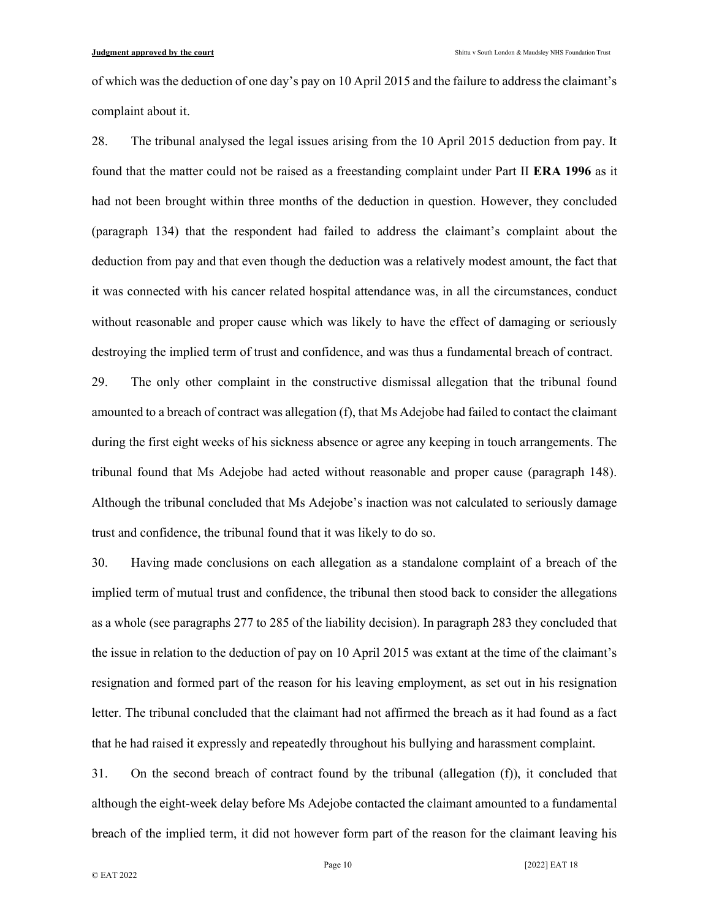of which was the deduction of one day's pay on 10 April 2015 and the failure to address the claimant's complaint about it.

28. The tribunal analysed the legal issues arising from the 10 April 2015 deduction from pay. It found that the matter could not be raised as a freestanding complaint under Part II **ERA 1996** as it had not been brought within three months of the deduction in question. However, they concluded (paragraph 134) that the respondent had failed to address the claimant's complaint about the deduction from pay and that even though the deduction was a relatively modest amount, the fact that it was connected with his cancer related hospital attendance was, in all the circumstances, conduct without reasonable and proper cause which was likely to have the effect of damaging or seriously destroying the implied term of trust and confidence, and was thus a fundamental breach of contract.

29. The only other complaint in the constructive dismissal allegation that the tribunal found amounted to a breach of contract was allegation (f), that Ms Adejobe had failed to contact the claimant during the first eight weeks of his sickness absence or agree any keeping in touch arrangements. The tribunal found that Ms Adejobe had acted without reasonable and proper cause (paragraph 148). Although the tribunal concluded that Ms Adejobe's inaction was not calculated to seriously damage trust and confidence, the tribunal found that it was likely to do so.

30. Having made conclusions on each allegation as a standalone complaint of a breach of the implied term of mutual trust and confidence, the tribunal then stood back to consider the allegations as a whole (see paragraphs 277 to 285 of the liability decision). In paragraph 283 they concluded that the issue in relation to the deduction of pay on 10 April 2015 was extant at the time of the claimant's resignation and formed part of the reason for his leaving employment, as set out in his resignation letter. The tribunal concluded that the claimant had not affirmed the breach as it had found as a fact that he had raised it expressly and repeatedly throughout his bullying and harassment complaint.

31. On the second breach of contract found by the tribunal (allegation (f)), it concluded that although the eight-week delay before Ms Adejobe contacted the claimant amounted to a fundamental breach of the implied term, it did not however form part of the reason for the claimant leaving his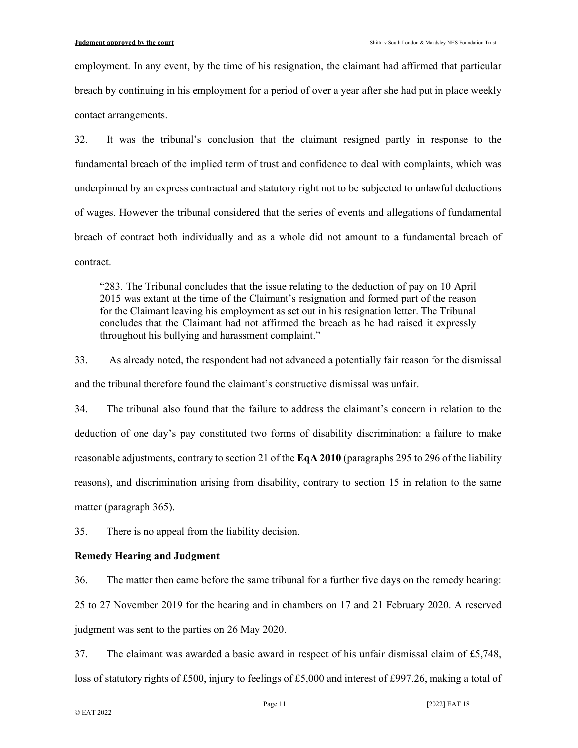employment. In any event, by the time of his resignation, the claimant had affirmed that particular breach by continuing in his employment for a period of over a year after she had put in place weekly contact arrangements.

32. It was the tribunal's conclusion that the claimant resigned partly in response to the fundamental breach of the implied term of trust and confidence to deal with complaints, which was underpinned by an express contractual and statutory right not to be subjected to unlawful deductions of wages. However the tribunal considered that the series of events and allegations of fundamental breach of contract both individually and as a whole did not amount to a fundamental breach of contract.

> "283. The Tribunal concludes that the issue relating to the deduction of pay on 10 April 2015 was extant at the time of the Claimant's resignation and formed part of the reason for the Claimant leaving his employment as set out in his resignation letter. The Tribunal concludes that the Claimant had not affirmed the breach as he had raised it expressly throughout his bullying and harassment complaint."

33. As already noted, the respondent had not advanced a potentially fair reason for the dismissal and the tribunal therefore found the claimant's constructive dismissal was unfair.

34. The tribunal also found that the failure to address the claimant's concern in relation to the deduction of one day's pay constituted two forms of disability discrimination: a failure to make reasonable adjustments, contrary to section 21 of the **EqA 2010** (paragraphs 295 to 296 of the liability reasons), and discrimination arising from disability, contrary to section 15 in relation to the same matter (paragraph 365).

35. There is no appeal from the liability decision.

**Remedy Hearing and Judgment**

36. The matter then came before the same tribunal for a further five days on the remedy hearing: 25 to 27 November 2019 for the hearing and in chambers on 17 and 21 February 2020. A reserved judgment was sent to the parties on 26 May 2020.

37. The claimant was awarded a basic award in respect of his unfair dismissal claim of £5,748, loss of statutory rights of £500, injury to feelings of £5,000 and interest of £997.26, making a total of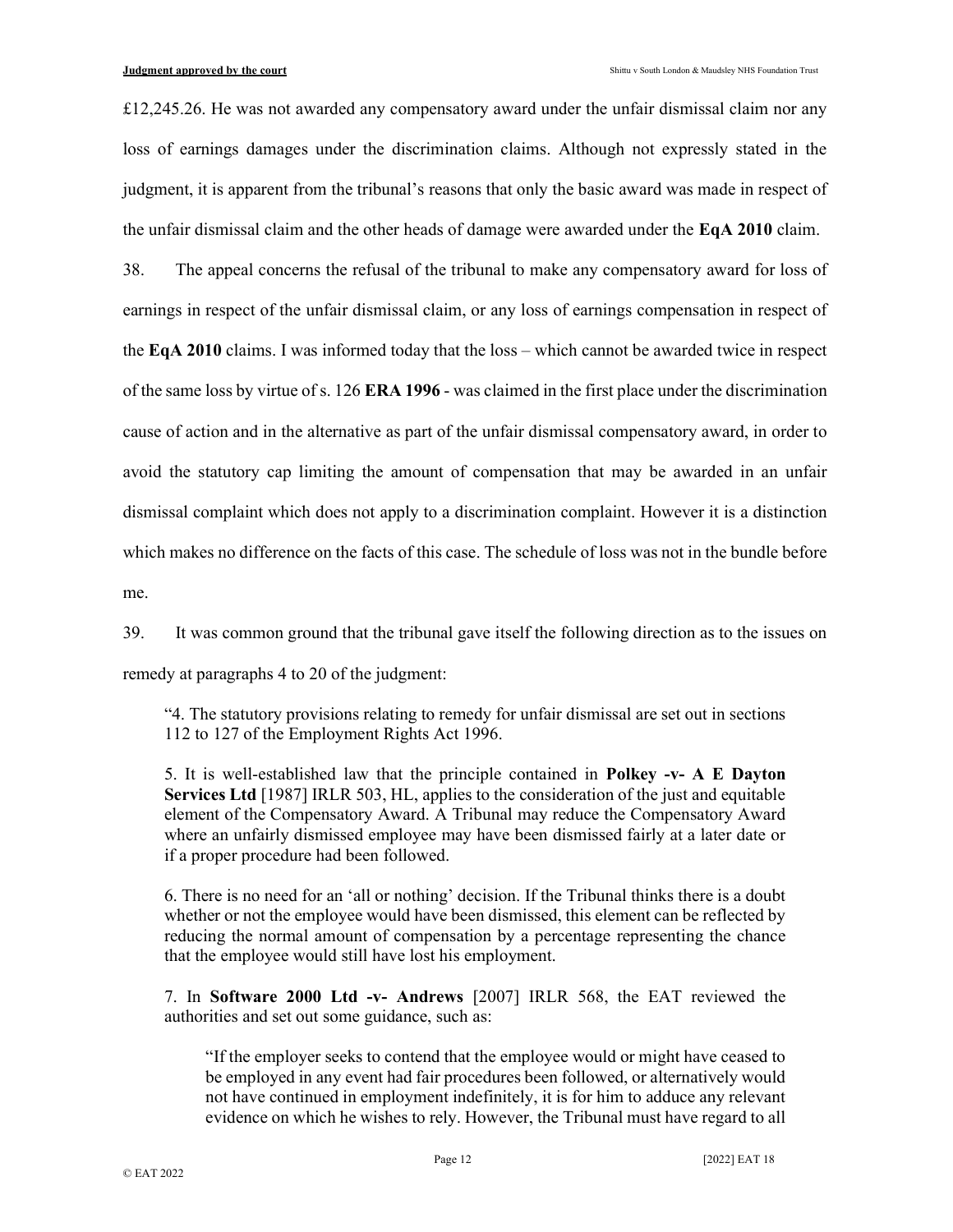£12,245.26. He was not awarded any compensatory award under the unfair dismissal claim nor any loss of earnings damages under the discrimination claims. Although not expressly stated in the judgment, it is apparent from the tribunal's reasons that only the basic award was made in respect of the unfair dismissal claim and the other heads of damage were awarded under the **EqA 2010** claim.

38. The appeal concerns the refusal of the tribunal to make any compensatory award for loss of earnings in respect of the unfair dismissal claim, or any loss of earnings compensation in respect of the **EqA 2010** claims. I was informed today that the loss – which cannot be awarded twice in respect of the same loss by virtue of s. 126 **ERA 1996** - was claimed in the first place under the discrimination cause of action and in the alternative as part of the unfair dismissal compensatory award, in order to avoid the statutory cap limiting the amount of compensation that may be awarded in an unfair dismissal complaint which does not apply to a discrimination complaint. However it is a distinction which makes no difference on the facts of this case. The schedule of loss was not in the bundle before me.

39. It was common ground that the tribunal gave itself the following direction as to the issues on remedy at paragraphs 4 to 20 of the judgment:

> "4. The statutory provisions relating to remedy for unfair dismissal are set out in sections 112 to 127 of the Employment Rights Act 1996.
>
> 5. It is well-established law that the principle contained in **Polkey -v- A E Dayton Services Ltd** [1987] IRLR 503, HL, applies to the consideration of the just and equitable element of the Compensatory Award. A Tribunal may reduce the Compensatory Award where an unfairly dismissed employee may have been dismissed fairly at a later date or if a proper procedure had been followed.
>
> 6. There is no need for an 'all or nothing' decision. If the Tribunal thinks there is a doubt whether or not the employee would have been dismissed, this element can be reflected by reducing the normal amount of compensation by a percentage representing the chance that the employee would still have lost his employment.
>
> 7. In **Software 2000 Ltd -v- Andrews** [2007] IRLR 568, the EAT reviewed the authorities and set out some guidance, such as:
>
>> "If the employer seeks to contend that the employee would or might have ceased to be employed in any event had fair procedures been followed, or alternatively would not have continued in employment indefinitely, it is for him to adduce any relevant evidence on which he wishes to rely. However, the Tribunal must have regard to all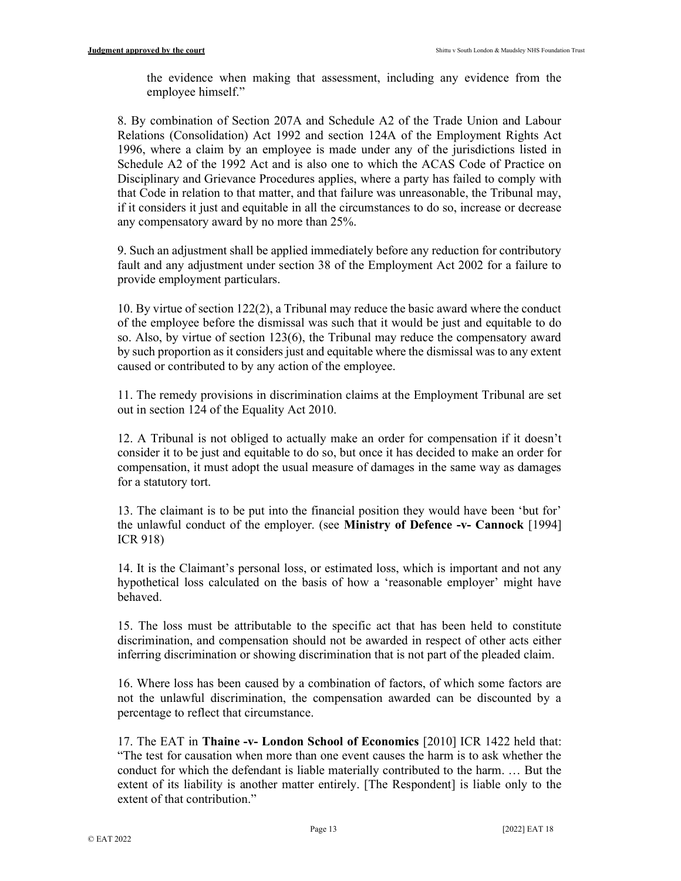the evidence when making that assessment, including any evidence from the employee himself."

8. By combination of Section 207A and Schedule A2 of the Trade Union and Labour Relations (Consolidation) Act 1992 and section 124A of the Employment Rights Act 1996, where a claim by an employee is made under any of the jurisdictions listed in Schedule A2 of the 1992 Act and is also one to which the ACAS Code of Practice on Disciplinary and Grievance Procedures applies, where a party has failed to comply with that Code in relation to that matter, and that failure was unreasonable, the Tribunal may, if it considers it just and equitable in all the circumstances to do so, increase or decrease any compensatory award by no more than 25%.

9. Such an adjustment shall be applied immediately before any reduction for contributory fault and any adjustment under section 38 of the Employment Act 2002 for a failure to provide employment particulars.

10. By virtue of section 122(2), a Tribunal may reduce the basic award where the conduct of the employee before the dismissal was such that it would be just and equitable to do so. Also, by virtue of section 123(6), the Tribunal may reduce the compensatory award by such proportion as it considers just and equitable where the dismissal was to any extent caused or contributed to by any action of the employee.

11. The remedy provisions in discrimination claims at the Employment Tribunal are set out in section 124 of the Equality Act 2010.

12. A Tribunal is not obliged to actually make an order for compensation if it doesn't consider it to be just and equitable to do so, but once it has decided to make an order for compensation, it must adopt the usual measure of damages in the same way as damages for a statutory tort.

13. The claimant is to be put into the financial position they would have been 'but for' the unlawful conduct of the employer. (see **Ministry of Defence -v- Cannock** [1994] ICR 918)

14. It is the Claimant's personal loss, or estimated loss, which is important and not any hypothetical loss calculated on the basis of how a 'reasonable employer' might have behaved.

15. The loss must be attributable to the specific act that has been held to constitute discrimination, and compensation should not be awarded in respect of other acts either inferring discrimination or showing discrimination that is not part of the pleaded claim.

16. Where loss has been caused by a combination of factors, of which some factors are not the unlawful discrimination, the compensation awarded can be discounted by a percentage to reflect that circumstance.

17. The EAT in **Thaine -v- London School of Economics** [2010] ICR 1422 held that: "The test for causation when more than one event causes the harm is to ask whether the conduct for which the defendant is liable materially contributed to the harm. … But the extent of its liability is another matter entirely. [The Respondent] is liable only to the extent of that contribution."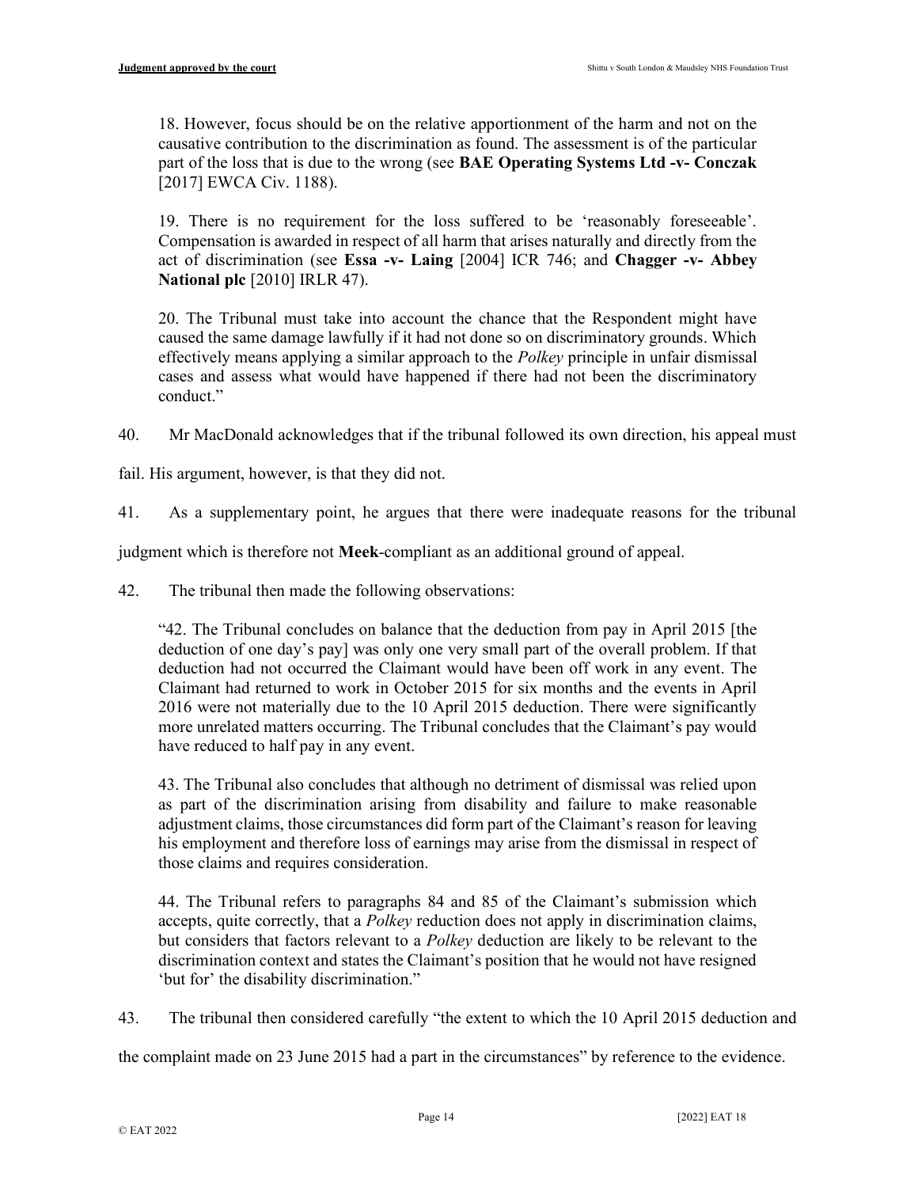> 18. However, focus should be on the relative apportionment of the harm and not on the causative contribution to the discrimination as found. The assessment is of the particular part of the loss that is due to the wrong (see **BAE Operating Systems Ltd -v- Conczak** [2017] EWCA Civ. 1188).
>
> 19. There is no requirement for the loss suffered to be 'reasonably foreseeable'. Compensation is awarded in respect of all harm that arises naturally and directly from the act of discrimination (see **Essa -v- Laing** [2004] ICR 746; and **Chagger -v- Abbey National plc** [2010] IRLR 47).
>
> 20. The Tribunal must take into account the chance that the Respondent might have caused the same damage lawfully if it had not done so on discriminatory grounds. Which effectively means applying a similar approach to the *Polkey* principle in unfair dismissal cases and assess what would have happened if there had not been the discriminatory conduct."

40. Mr MacDonald acknowledges that if the tribunal followed its own direction, his appeal must fail. His argument, however, is that they did not.

41. As a supplementary point, he argues that there were inadequate reasons for the tribunal judgment which is therefore not **Meek**-compliant as an additional ground of appeal.

42. The tribunal then made the following observations:

> "42. The Tribunal concludes on balance that the deduction from pay in April 2015 [the deduction of one day's pay] was only one very small part of the overall problem. If that deduction had not occurred the Claimant would have been off work in any event. The Claimant had returned to work in October 2015 for six months and the events in April 2016 were not materially due to the 10 April 2015 deduction. There were significantly more unrelated matters occurring. The Tribunal concludes that the Claimant's pay would have reduced to half pay in any event.
>
> 43. The Tribunal also concludes that although no detriment of dismissal was relied upon as part of the discrimination arising from disability and failure to make reasonable adjustment claims, those circumstances did form part of the Claimant's reason for leaving his employment and therefore loss of earnings may arise from the dismissal in respect of those claims and requires consideration.
>
> 44. The Tribunal refers to paragraphs 84 and 85 of the Claimant's submission which accepts, quite correctly, that a *Polkey* reduction does not apply in discrimination claims, but considers that factors relevant to a *Polkey* deduction are likely to be relevant to the discrimination context and states the Claimant's position that he would not have resigned 'but for' the disability discrimination."

43. The tribunal then considered carefully "the extent to which the 10 April 2015 deduction and the complaint made on 23 June 2015 had a part in the circumstances" by reference to the evidence.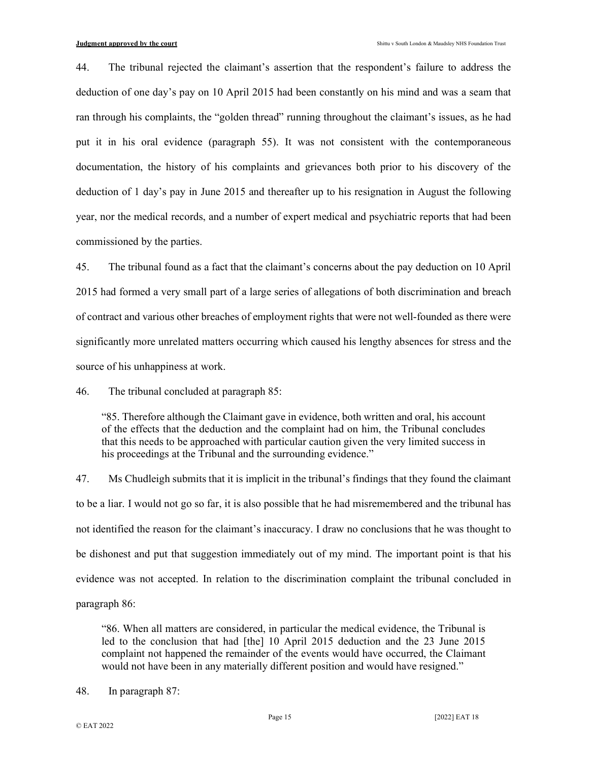44. The tribunal rejected the claimant's assertion that the respondent's failure to address the deduction of one day's pay on 10 April 2015 had been constantly on his mind and was a seam that ran through his complaints, the "golden thread" running throughout the claimant's issues, as he had put it in his oral evidence (paragraph 55). It was not consistent with the contemporaneous documentation, the history of his complaints and grievances both prior to his discovery of the deduction of 1 day's pay in June 2015 and thereafter up to his resignation in August the following year, nor the medical records, and a number of expert medical and psychiatric reports that had been commissioned by the parties.

45. The tribunal found as a fact that the claimant's concerns about the pay deduction on 10 April 2015 had formed a very small part of a large series of allegations of both discrimination and breach of contract and various other breaches of employment rights that were not well-founded as there were significantly more unrelated matters occurring which caused his lengthy absences for stress and the source of his unhappiness at work.

46. The tribunal concluded at paragraph 85:

> "85. Therefore although the Claimant gave in evidence, both written and oral, his account of the effects that the deduction and the complaint had on him, the Tribunal concludes that this needs to be approached with particular caution given the very limited success in his proceedings at the Tribunal and the surrounding evidence."

47. Ms Chudleigh submits that it is implicit in the tribunal's findings that they found the claimant to be a liar. I would not go so far, it is also possible that he had misremembered and the tribunal has not identified the reason for the claimant's inaccuracy. I draw no conclusions that he was thought to be dishonest and put that suggestion immediately out of my mind. The important point is that his evidence was not accepted. In relation to the discrimination complaint the tribunal concluded in paragraph 86:

> "86. When all matters are considered, in particular the medical evidence, the Tribunal is led to the conclusion that had [the] 10 April 2015 deduction and the 23 June 2015 complaint not happened the remainder of the events would have occurred, the Claimant would not have been in any materially different position and would have resigned."

48. In paragraph 87: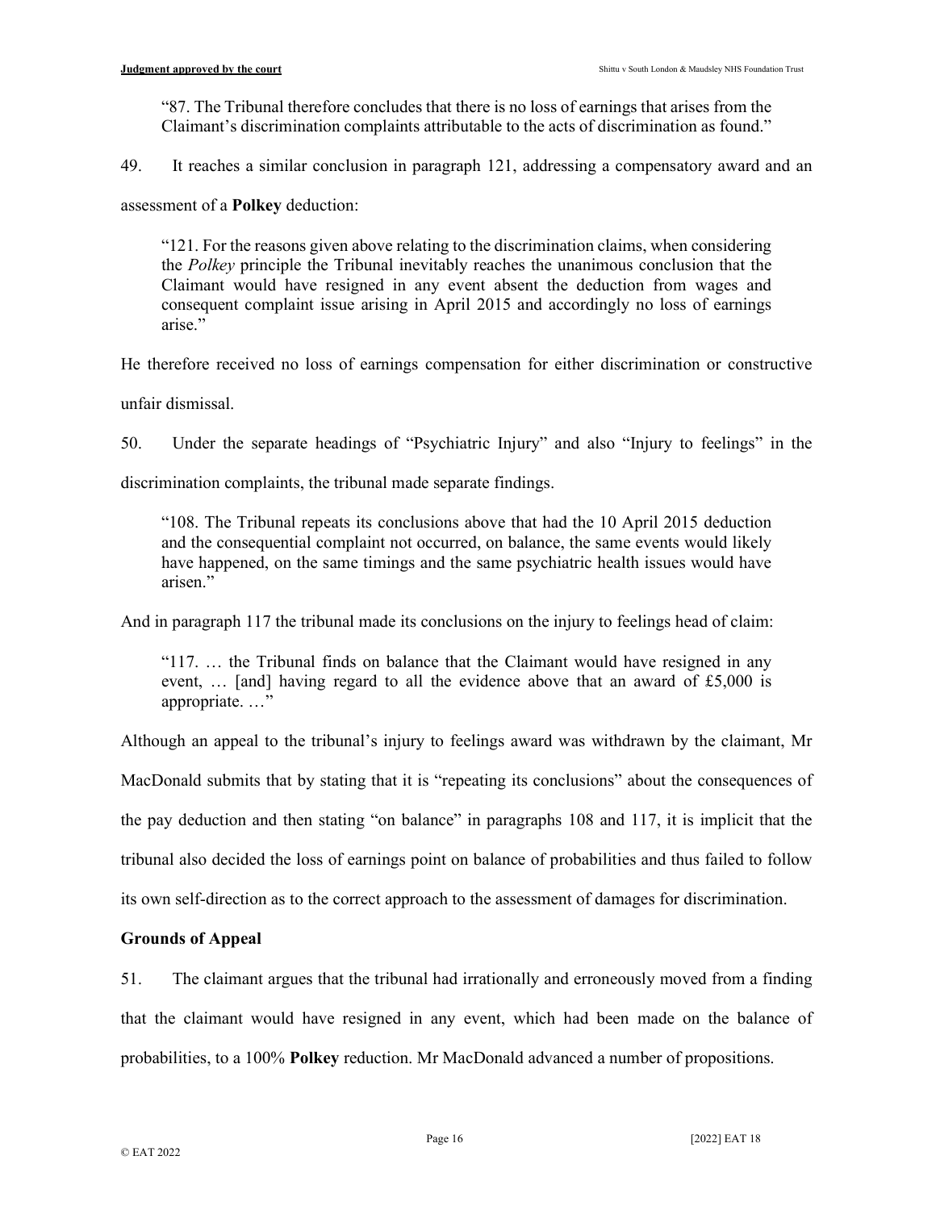> "87. The Tribunal therefore concludes that there is no loss of earnings that arises from the Claimant's discrimination complaints attributable to the acts of discrimination as found."

49. It reaches a similar conclusion in paragraph 121, addressing a compensatory award and an assessment of a **Polkey** deduction:

> "121. For the reasons given above relating to the discrimination claims, when considering the *Polkey* principle the Tribunal inevitably reaches the unanimous conclusion that the Claimant would have resigned in any event absent the deduction from wages and consequent complaint issue arising in April 2015 and accordingly no loss of earnings arise."

He therefore received no loss of earnings compensation for either discrimination or constructive unfair dismissal.

50. Under the separate headings of "Psychiatric Injury" and also "Injury to feelings" in the discrimination complaints, the tribunal made separate findings.

> "108. The Tribunal repeats its conclusions above that had the 10 April 2015 deduction and the consequential complaint not occurred, on balance, the same events would likely have happened, on the same timings and the same psychiatric health issues would have arisen."

And in paragraph 117 the tribunal made its conclusions on the injury to feelings head of claim:

> "117. … the Tribunal finds on balance that the Claimant would have resigned in any event, … [and] having regard to all the evidence above that an award of £5,000 is appropriate. …"

Although an appeal to the tribunal's injury to feelings award was withdrawn by the claimant, Mr MacDonald submits that by stating that it is "repeating its conclusions" about the consequences of the pay deduction and then stating "on balance" in paragraphs 108 and 117, it is implicit that the tribunal also decided the loss of earnings point on balance of probabilities and thus failed to follow its own self-direction as to the correct approach to the assessment of damages for discrimination.

### Grounds of Appeal

51. The claimant argues that the tribunal had irrationally and erroneously moved from a finding that the claimant would have resigned in any event, which had been made on the balance of probabilities, to a 100% **Polkey** reduction. Mr MacDonald advanced a number of propositions.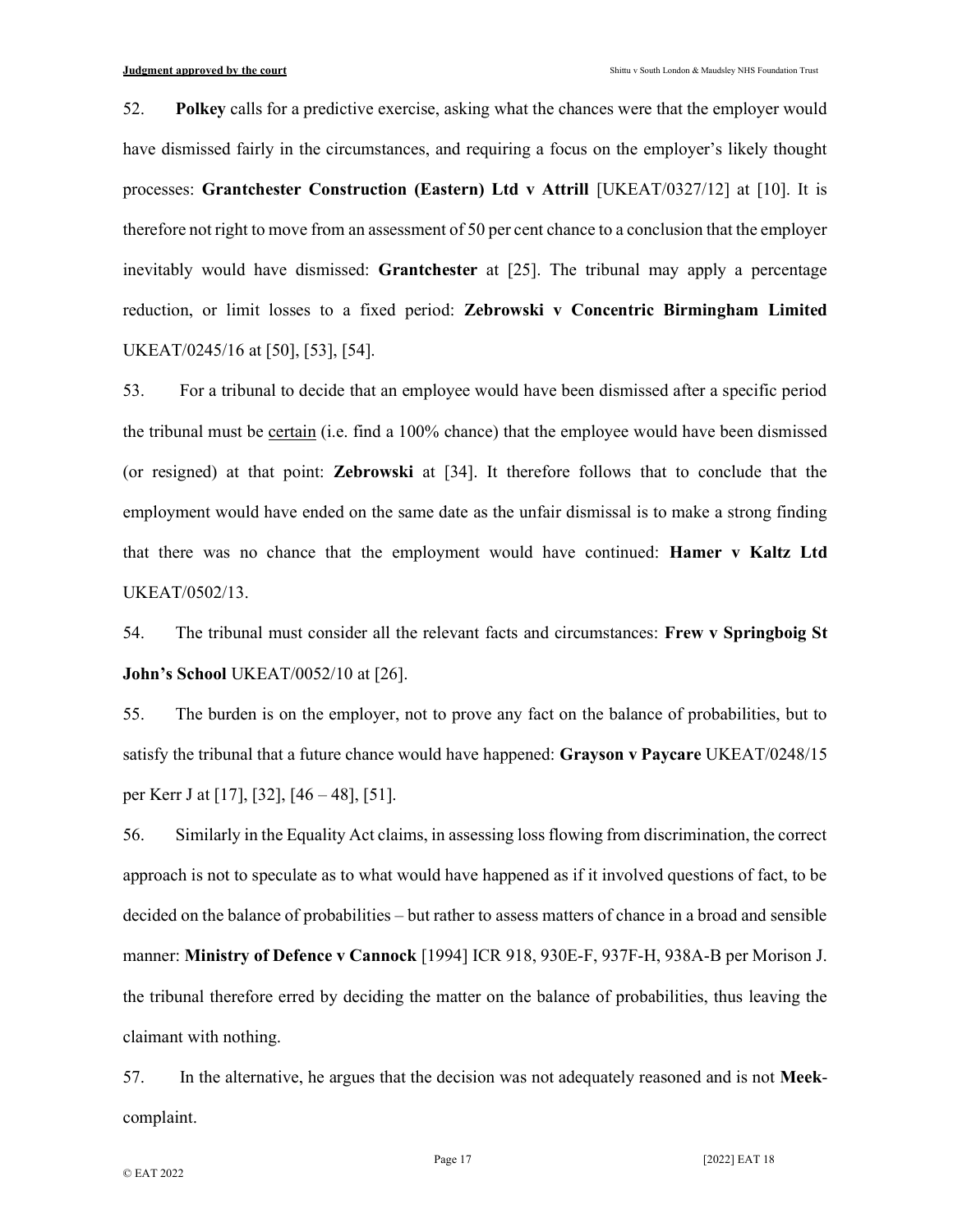52. **Polkey** calls for a predictive exercise, asking what the chances were that the employer would have dismissed fairly in the circumstances, and requiring a focus on the employer's likely thought processes: **Grantchester Construction (Eastern) Ltd v Attrill** [UKEAT/0327/12] at [10]. It is therefore not right to move from an assessment of 50 per cent chance to a conclusion that the employer inevitably would have dismissed: **Grantchester** at [25]. The tribunal may apply a percentage reduction, or limit losses to a fixed period: **Zebrowski v Concentric Birmingham Limited** UKEAT/0245/16 at [50], [53], [54].

53. For a tribunal to decide that an employee would have been dismissed after a specific period the tribunal must be <u>certain</u> (i.e. find a 100% chance) that the employee would have been dismissed (or resigned) at that point: **Zebrowski** at [34]. It therefore follows that to conclude that the employment would have ended on the same date as the unfair dismissal is to make a strong finding that there was no chance that the employment would have continued: **Hamer v Kaltz Ltd** UKEAT/0502/13.

54. The tribunal must consider all the relevant facts and circumstances: **Frew v Springboig St John's School** UKEAT/0052/10 at [26].

55. The burden is on the employer, not to prove any fact on the balance of probabilities, but to satisfy the tribunal that a future chance would have happened: **Grayson v Paycare** UKEAT/0248/15 per Kerr J at [17], [32], [46 – 48], [51].

56. Similarly in the Equality Act claims, in assessing loss flowing from discrimination, the correct approach is not to speculate as to what would have happened as if it involved questions of fact, to be decided on the balance of probabilities – but rather to assess matters of chance in a broad and sensible manner: **Ministry of Defence v Cannock** [1994] ICR 918, 930E-F, 937F-H, 938A-B per Morison J. the tribunal therefore erred by deciding the matter on the balance of probabilities, thus leaving the claimant with nothing.

57. In the alternative, he argues that the decision was not adequately reasoned and is not **Meek**-complaint.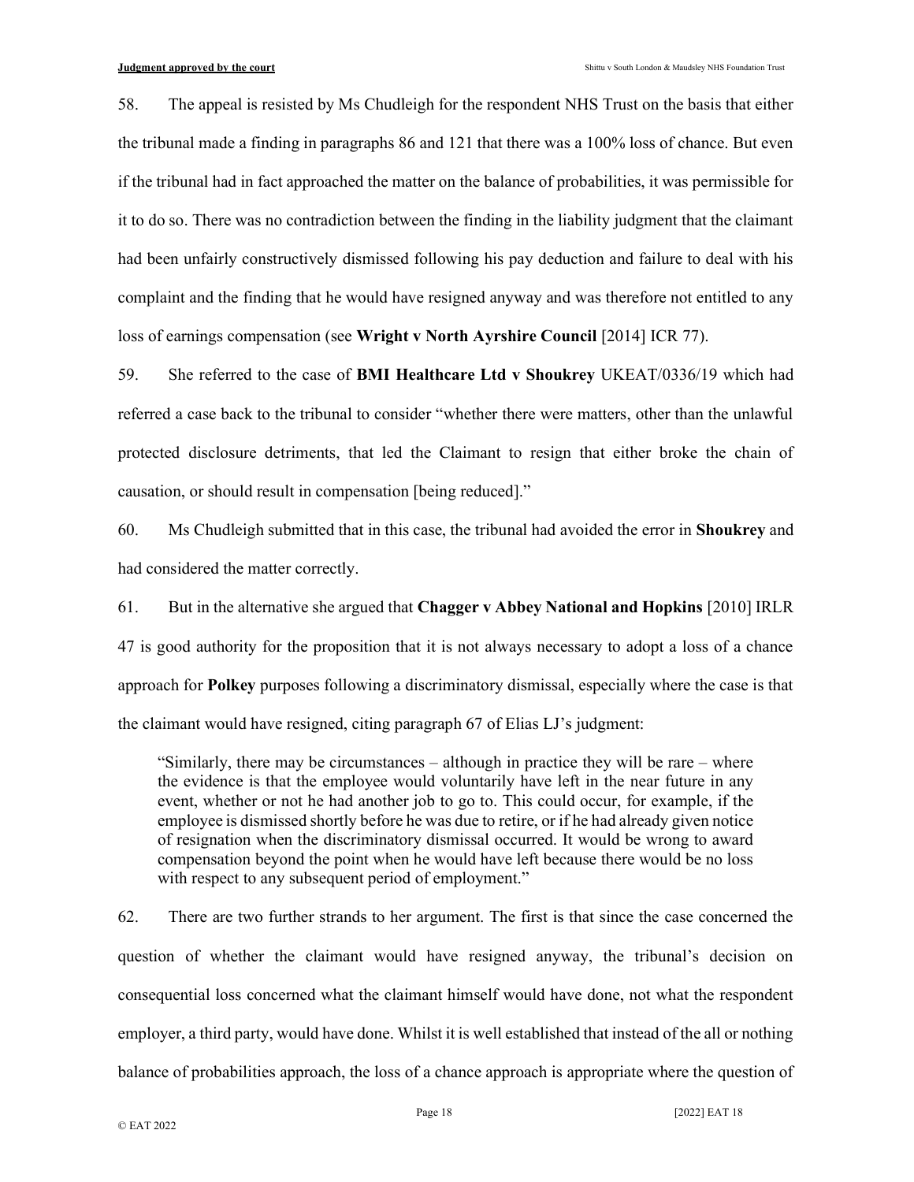58. The appeal is resisted by Ms Chudleigh for the respondent NHS Trust on the basis that either the tribunal made a finding in paragraphs 86 and 121 that there was a 100% loss of chance. But even if the tribunal had in fact approached the matter on the balance of probabilities, it was permissible for it to do so. There was no contradiction between the finding in the liability judgment that the claimant had been unfairly constructively dismissed following his pay deduction and failure to deal with his complaint and the finding that he would have resigned anyway and was therefore not entitled to any loss of earnings compensation (see **Wright v North Ayrshire Council** [2014] ICR 77).

59. She referred to the case of **BMI Healthcare Ltd v Shoukrey** UKEAT/0336/19 which had referred a case back to the tribunal to consider "whether there were matters, other than the unlawful protected disclosure detriments, that led the Claimant to resign that either broke the chain of causation, or should result in compensation [being reduced]."

60. Ms Chudleigh submitted that in this case, the tribunal had avoided the error in **Shoukrey** and had considered the matter correctly.

61. But in the alternative she argued that **Chagger v Abbey National and Hopkins** [2010] IRLR 47 is good authority for the proposition that it is not always necessary to adopt a loss of a chance approach for **Polkey** purposes following a discriminatory dismissal, especially where the case is that the claimant would have resigned, citing paragraph 67 of Elias LJ's judgment:

> "Similarly, there may be circumstances – although in practice they will be rare – where the evidence is that the employee would voluntarily have left in the near future in any event, whether or not he had another job to go to. This could occur, for example, if the employee is dismissed shortly before he was due to retire, or if he had already given notice of resignation when the discriminatory dismissal occurred. It would be wrong to award compensation beyond the point when he would have left because there would be no loss with respect to any subsequent period of employment."

62. There are two further strands to her argument. The first is that since the case concerned the question of whether the claimant would have resigned anyway, the tribunal's decision on consequential loss concerned what the claimant himself would have done, not what the respondent employer, a third party, would have done. Whilst it is well established that instead of the all or nothing balance of probabilities approach, the loss of a chance approach is appropriate where the question of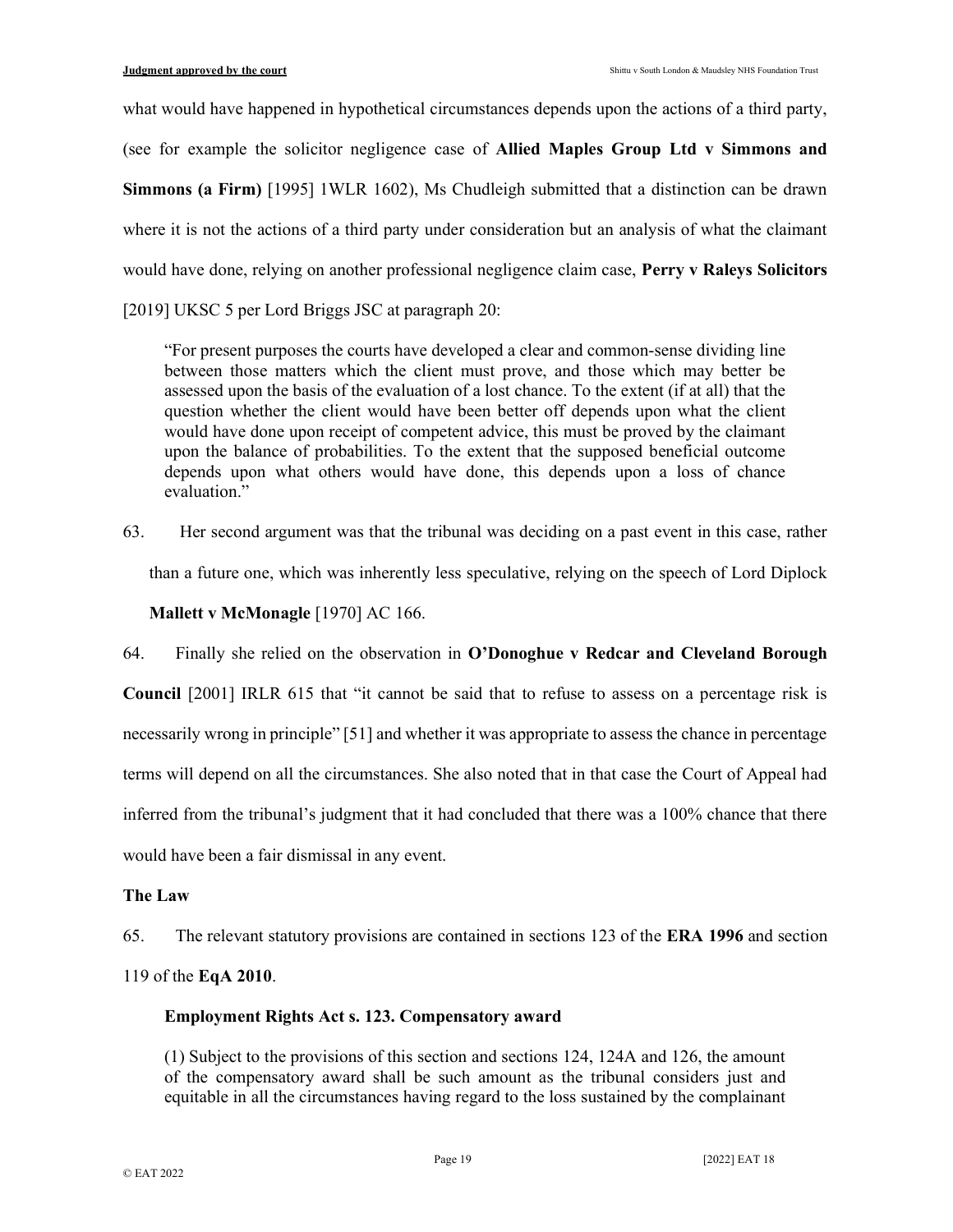what would have happened in hypothetical circumstances depends upon the actions of a third party, (see for example the solicitor negligence case of **Allied Maples Group Ltd v Simmons and Simmons (a Firm)** [1995] 1WLR 1602), Ms Chudleigh submitted that a distinction can be drawn where it is not the actions of a third party under consideration but an analysis of what the claimant would have done, relying on another professional negligence claim case, **Perry v Raleys Solicitors** [2019] UKSC 5 per Lord Briggs JSC at paragraph 20:

> "For present purposes the courts have developed a clear and common-sense dividing line between those matters which the client must prove, and those which may better be assessed upon the basis of the evaluation of a lost chance. To the extent (if at all) that the question whether the client would have been better off depends upon what the client would have done upon receipt of competent advice, this must be proved by the claimant upon the balance of probabilities. To the extent that the supposed beneficial outcome depends upon what others would have done, this depends upon a loss of chance evaluation."

63. Her second argument was that the tribunal was deciding on a past event in this case, rather than a future one, which was inherently less speculative, relying on the speech of Lord Diplock **Mallett v McMonagle** [1970] AC 166.

64. Finally she relied on the observation in **O'Donoghue v Redcar and Cleveland Borough Council** [2001] IRLR 615 that "it cannot be said that to refuse to assess on a percentage risk is necessarily wrong in principle" [51] and whether it was appropriate to assess the chance in percentage terms will depend on all the circumstances. She also noted that in that case the Court of Appeal had inferred from the tribunal's judgment that it had concluded that there was a 100% chance that there would have been a fair dismissal in any event.

**The Law**

65. The relevant statutory provisions are contained in sections 123 of the **ERA 1996** and section 119 of the **EqA 2010**.

> **Employment Rights Act s. 123. Compensatory award**
>
> (1) Subject to the provisions of this section and sections 124, 124A and 126, the amount of the compensatory award shall be such amount as the tribunal considers just and equitable in all the circumstances having regard to the loss sustained by the complainant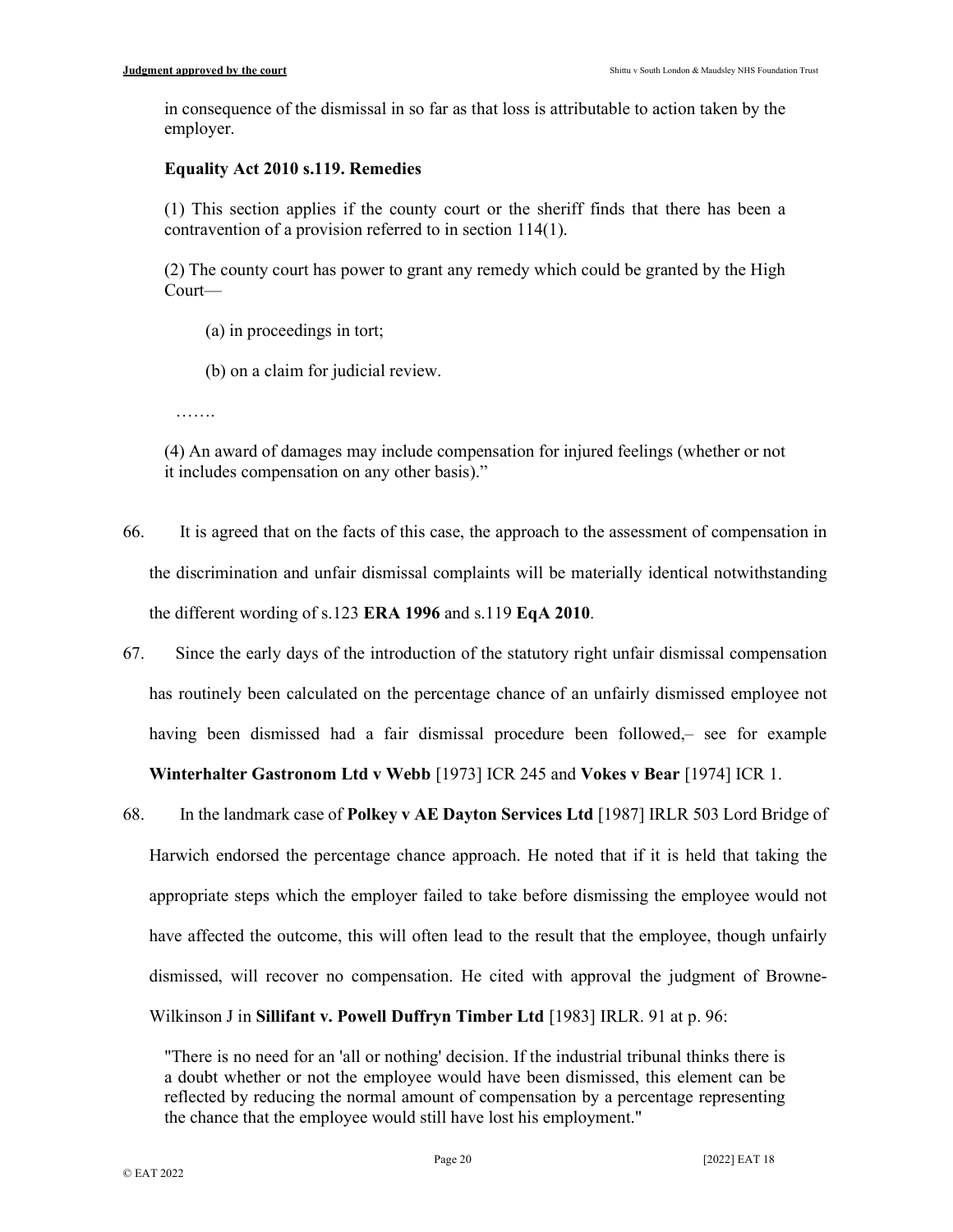in consequence of the dismissal in so far as that loss is attributable to action taken by the employer.

**Equality Act 2010 s.119. Remedies**

(1) This section applies if the county court or the sheriff finds that there has been a contravention of a provision referred to in section 114(1).

(2) The county court has power to grant any remedy which could be granted by the High Court—

(a) in proceedings in tort;

(b) on a claim for judicial review.

…….

(4) An award of damages may include compensation for injured feelings (whether or not it includes compensation on any other basis)."

66. It is agreed that on the facts of this case, the approach to the assessment of compensation in the discrimination and unfair dismissal complaints will be materially identical notwithstanding the different wording of s.123 **ERA 1996** and s.119 **EqA 2010**.

67. Since the early days of the introduction of the statutory right unfair dismissal compensation has routinely been calculated on the percentage chance of an unfairly dismissed employee not having been dismissed had a fair dismissal procedure been followed,– see for example **Winterhalter Gastronom Ltd v Webb** [1973] ICR 245 and **Vokes v Bear** [1974] ICR 1.

68. In the landmark case of **Polkey v AE Dayton Services Ltd** [1987] IRLR 503 Lord Bridge of Harwich endorsed the percentage chance approach. He noted that if it is held that taking the appropriate steps which the employer failed to take before dismissing the employee would not have affected the outcome, this will often lead to the result that the employee, though unfairly dismissed, will recover no compensation. He cited with approval the judgment of Browne-Wilkinson J in **Sillifant v. Powell Duffryn Timber Ltd** [1983] IRLR. 91 at p. 96:

"There is no need for an 'all or nothing' decision. If the industrial tribunal thinks there is a doubt whether or not the employee would have been dismissed, this element can be reflected by reducing the normal amount of compensation by a percentage representing the chance that the employee would still have lost his employment."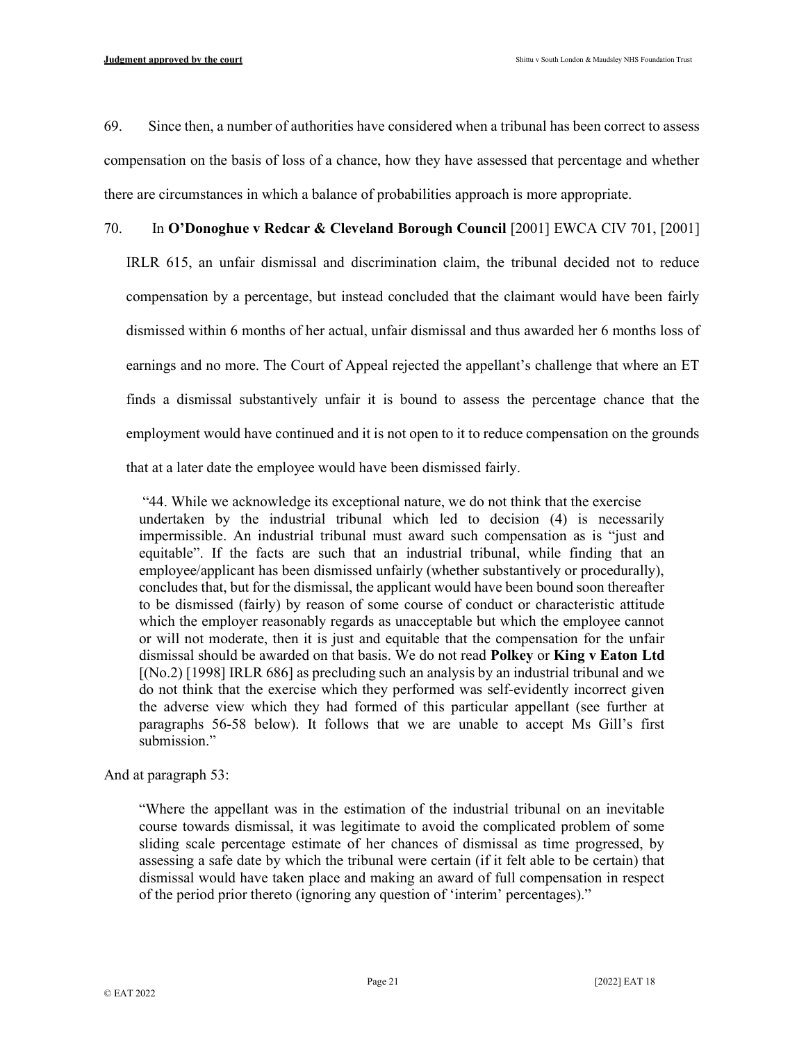69. Since then, a number of authorities have considered when a tribunal has been correct to assess compensation on the basis of loss of a chance, how they have assessed that percentage and whether there are circumstances in which a balance of probabilities approach is more appropriate.

70. In **O'Donoghue v Redcar & Cleveland Borough Council** [2001] EWCA CIV 701, [2001] IRLR 615, an unfair dismissal and discrimination claim, the tribunal decided not to reduce compensation by a percentage, but instead concluded that the claimant would have been fairly dismissed within 6 months of her actual, unfair dismissal and thus awarded her 6 months loss of earnings and no more. The Court of Appeal rejected the appellant's challenge that where an ET finds a dismissal substantively unfair it is bound to assess the percentage chance that the employment would have continued and it is not open to it to reduce compensation on the grounds that at a later date the employee would have been dismissed fairly.

> "44. While we acknowledge its exceptional nature, we do not think that the exercise undertaken by the industrial tribunal which led to decision (4) is necessarily impermissible. An industrial tribunal must award such compensation as is "just and equitable". If the facts are such that an industrial tribunal, while finding that an employee/applicant has been dismissed unfairly (whether substantively or procedurally), concludes that, but for the dismissal, the applicant would have been bound soon thereafter to be dismissed (fairly) by reason of some course of conduct or characteristic attitude which the employer reasonably regards as unacceptable but which the employee cannot or will not moderate, then it is just and equitable that the compensation for the unfair dismissal should be awarded on that basis. We do not read **Polkey** or **King v Eaton Ltd** [(No.2) [1998] IRLR 686] as precluding such an analysis by an industrial tribunal and we do not think that the exercise which they performed was self-evidently incorrect given the adverse view which they had formed of this particular appellant (see further at paragraphs 56-58 below). It follows that we are unable to accept Ms Gill's first submission."

And at paragraph 53:

> "Where the appellant was in the estimation of the industrial tribunal on an inevitable course towards dismissal, it was legitimate to avoid the complicated problem of some sliding scale percentage estimate of her chances of dismissal as time progressed, by assessing a safe date by which the tribunal were certain (if it felt able to be certain) that dismissal would have taken place and making an award of full compensation in respect of the period prior thereto (ignoring any question of 'interim' percentages)."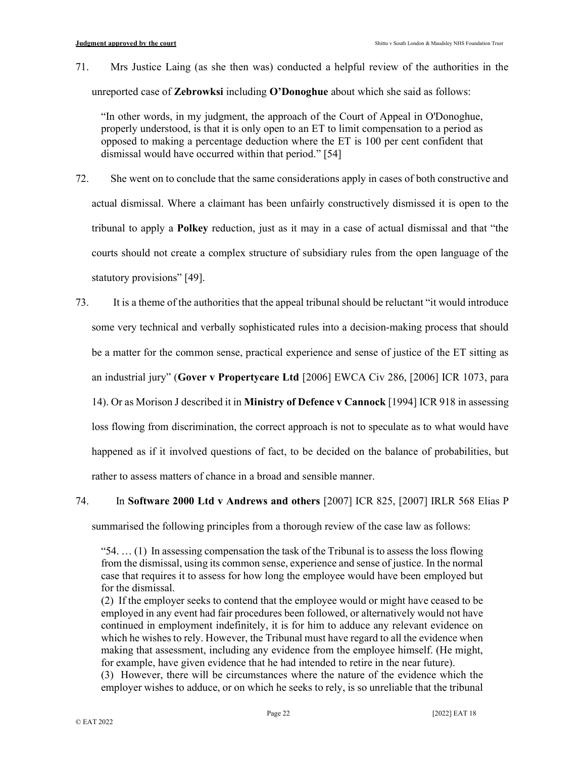71. Mrs Justice Laing (as she then was) conducted a helpful review of the authorities in the unreported case of **Zebrowksi** including **O'Donoghue** about which she said as follows:

> "In other words, in my judgment, the approach of the Court of Appeal in O'Donoghue, properly understood, is that it is only open to an ET to limit compensation to a period as opposed to making a percentage deduction where the ET is 100 per cent confident that dismissal would have occurred within that period." [54]

72. She went on to conclude that the same considerations apply in cases of both constructive and actual dismissal. Where a claimant has been unfairly constructively dismissed it is open to the tribunal to apply a **Polkey** reduction, just as it may in a case of actual dismissal and that "the courts should not create a complex structure of subsidiary rules from the open language of the statutory provisions" [49].

73. It is a theme of the authorities that the appeal tribunal should be reluctant "it would introduce some very technical and verbally sophisticated rules into a decision-making process that should be a matter for the common sense, practical experience and sense of justice of the ET sitting as an industrial jury" (**Gover v Propertycare Ltd** [2006] EWCA Civ 286, [2006] ICR 1073, para 14). Or as Morison J described it in **Ministry of Defence v Cannock** [1994] ICR 918 in assessing loss flowing from discrimination, the correct approach is not to speculate as to what would have happened as if it involved questions of fact, to be decided on the balance of probabilities, but rather to assess matters of chance in a broad and sensible manner.

74. In **Software 2000 Ltd v Andrews and others** [2007] ICR 825, [2007] IRLR 568 Elias P summarised the following principles from a thorough review of the case law as follows:

> "54. … (1) In assessing compensation the task of the Tribunal is to assess the loss flowing from the dismissal, using its common sense, experience and sense of justice. In the normal case that requires it to assess for how long the employee would have been employed but for the dismissal.
>
> (2) If the employer seeks to contend that the employee would or might have ceased to be employed in any event had fair procedures been followed, or alternatively would not have continued in employment indefinitely, it is for him to adduce any relevant evidence on which he wishes to rely. However, the Tribunal must have regard to all the evidence when making that assessment, including any evidence from the employee himself. (He might, for example, have given evidence that he had intended to retire in the near future).
>
> (3) However, there will be circumstances where the nature of the evidence which the employer wishes to adduce, or on which he seeks to rely, is so unreliable that the tribunal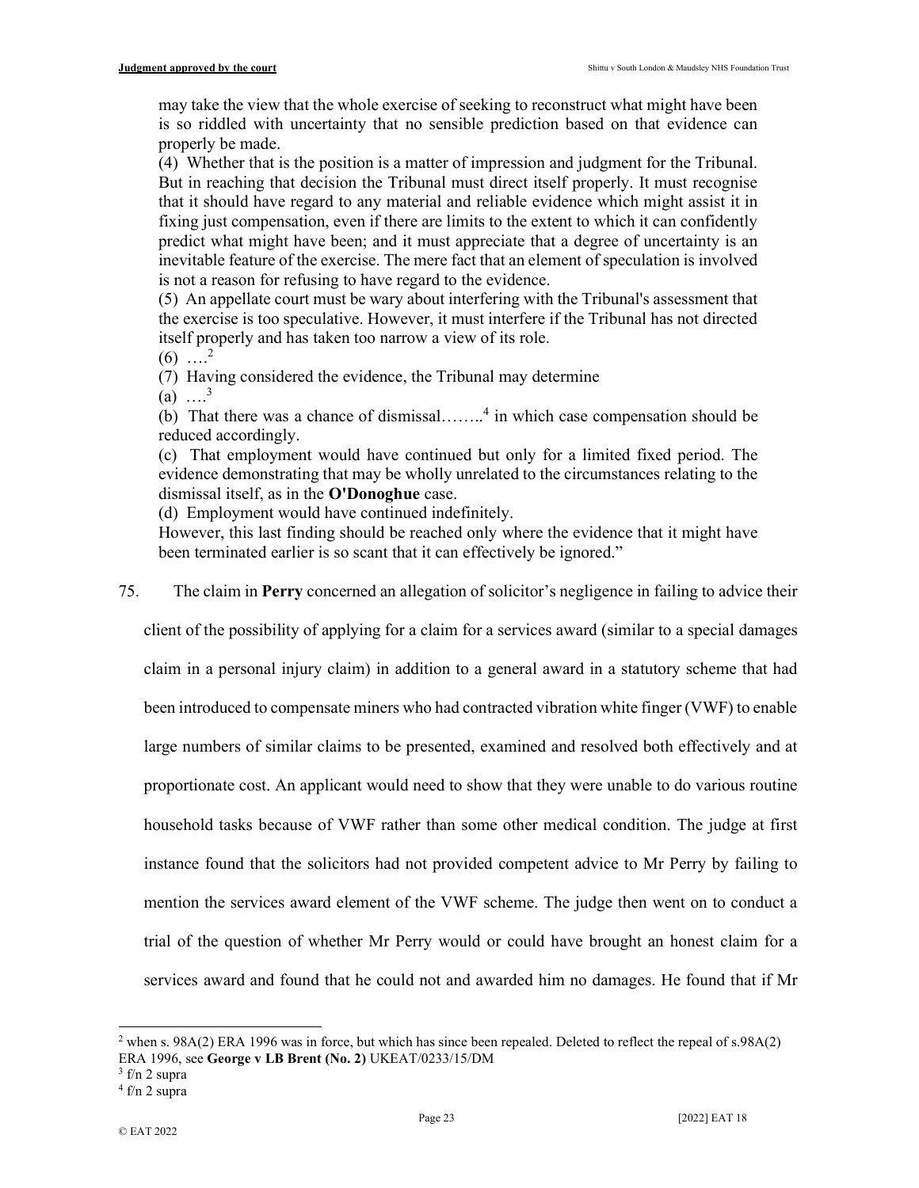may take the view that the whole exercise of seeking to reconstruct what might have been is so riddled with uncertainty that no sensible prediction based on that evidence can properly be made.

(4) Whether that is the position is a matter of impression and judgment for the Tribunal. But in reaching that decision the Tribunal must direct itself properly. It must recognise that it should have regard to any material and reliable evidence which might assist it in fixing just compensation, even if there are limits to the extent to which it can confidently predict what might have been; and it must appreciate that a degree of uncertainty is an inevitable feature of the exercise. The mere fact that an element of speculation is involved is not a reason for refusing to have regard to the evidence.

(5) An appellate court must be wary about interfering with the Tribunal's assessment that the exercise is too speculative. However, it must interfere if the Tribunal has not directed itself properly and has taken too narrow a view of its role.

(6) ….[2]

(7) Having considered the evidence, the Tribunal may determine

(a) ….[3]

(b) That there was a chance of dismissal……..[4] in which case compensation should be reduced accordingly.

(c) That employment would have continued but only for a limited fixed period. The evidence demonstrating that may be wholly unrelated to the circumstances relating to the dismissal itself, as in the **O'Donoghue** case.

(d) Employment would have continued indefinitely.

However, this last finding should be reached only where the evidence that it might have been terminated earlier is so scant that it can effectively be ignored."

75. The claim in **Perry** concerned an allegation of solicitor's negligence in failing to advice their client of the possibility of applying for a claim for a services award (similar to a special damages claim in a personal injury claim) in addition to a general award in a statutory scheme that had been introduced to compensate miners who had contracted vibration white finger (VWF) to enable large numbers of similar claims to be presented, examined and resolved both effectively and at proportionate cost. An applicant would need to show that they were unable to do various routine household tasks because of VWF rather than some other medical condition. The judge at first instance found that the solicitors had not provided competent advice to Mr Perry by failing to mention the services award element of the VWF scheme. The judge then went on to conduct a trial of the question of whether Mr Perry would or could have brought an honest claim for a services award and found that he could not and awarded him no damages. He found that if Mr

---

[2] when s. 98A(2) ERA 1996 was in force, but which has since been repealed. Deleted to reflect the repeal of s.98A(2) ERA 1996, see **George v LB Brent (No. 2)** UKEAT/0233/15/DM

[3] f/n 2 supra

[4] f/n 2 supra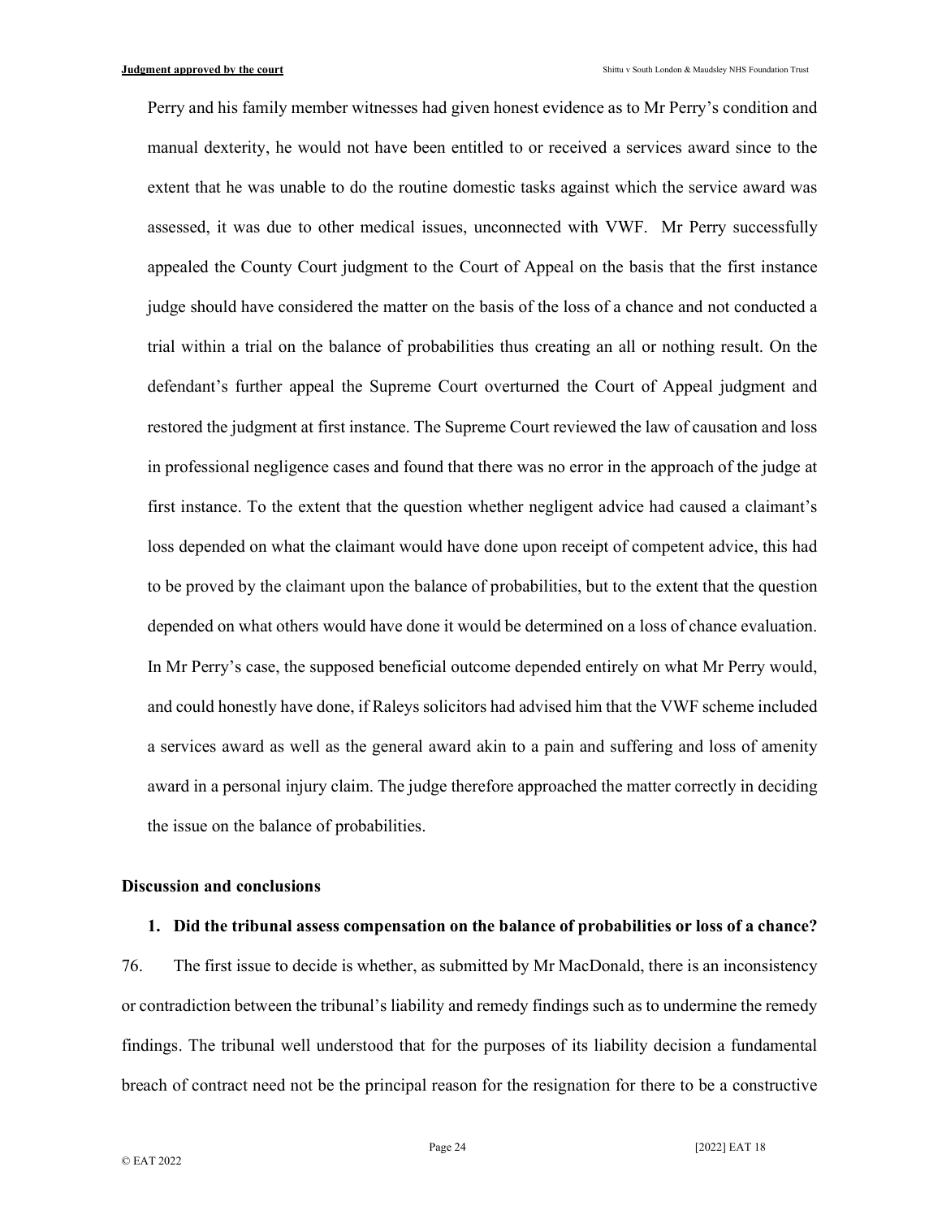Perry and his family member witnesses had given honest evidence as to Mr Perry's condition and manual dexterity, he would not have been entitled to or received a services award since to the extent that he was unable to do the routine domestic tasks against which the service award was assessed, it was due to other medical issues, unconnected with VWF. Mr Perry successfully appealed the County Court judgment to the Court of Appeal on the basis that the first instance judge should have considered the matter on the basis of the loss of a chance and not conducted a trial within a trial on the balance of probabilities thus creating an all or nothing result. On the defendant's further appeal the Supreme Court overturned the Court of Appeal judgment and restored the judgment at first instance. The Supreme Court reviewed the law of causation and loss in professional negligence cases and found that there was no error in the approach of the judge at first instance. To the extent that the question whether negligent advice had caused a claimant's loss depended on what the claimant would have done upon receipt of competent advice, this had to be proved by the claimant upon the balance of probabilities, but to the extent that the question depended on what others would have done it would be determined on a loss of chance evaluation. In Mr Perry's case, the supposed beneficial outcome depended entirely on what Mr Perry would, and could honestly have done, if Raleys solicitors had advised him that the VWF scheme included a services award as well as the general award akin to a pain and suffering and loss of amenity award in a personal injury claim. The judge therefore approached the matter correctly in deciding the issue on the balance of probabilities.

## Discussion and conclusions

### 1. Did the tribunal assess compensation on the balance of probabilities or loss of a chance?

76. The first issue to decide is whether, as submitted by Mr MacDonald, there is an inconsistency or contradiction between the tribunal's liability and remedy findings such as to undermine the remedy findings. The tribunal well understood that for the purposes of its liability decision a fundamental breach of contract need not be the principal reason for the resignation for there to be a constructive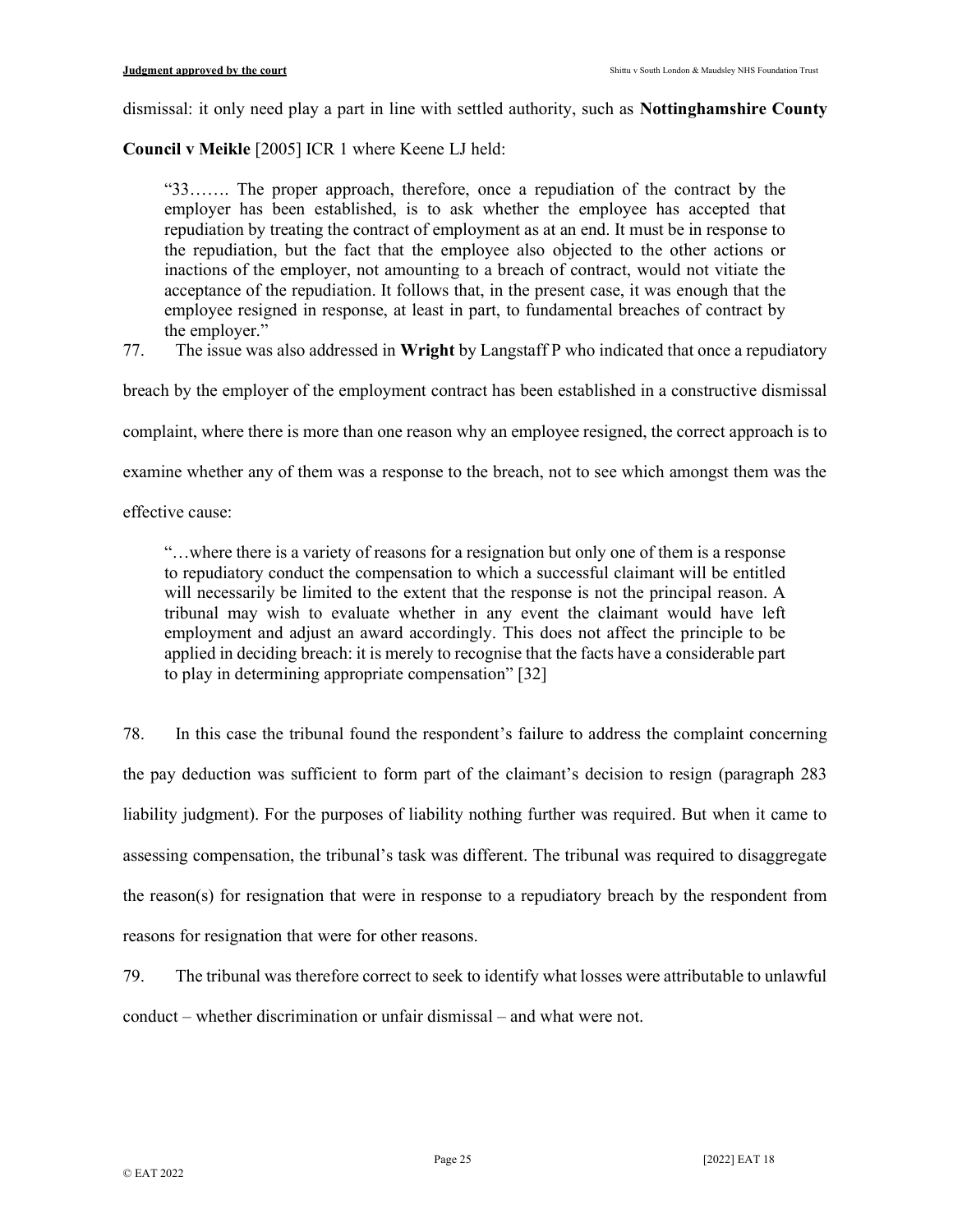dismissal: it only need play a part in line with settled authority, such as **Nottinghamshire County Council v Meikle** [2005] ICR 1 where Keene LJ held:

> "33……. The proper approach, therefore, once a repudiation of the contract by the employer has been established, is to ask whether the employee has accepted that repudiation by treating the contract of employment as at an end. It must be in response to the repudiation, but the fact that the employee also objected to the other actions or inactions of the employer, not amounting to a breach of contract, would not vitiate the acceptance of the repudiation. It follows that, in the present case, it was enough that the employee resigned in response, at least in part, to fundamental breaches of contract by the employer."

77. The issue was also addressed in **Wright** by Langstaff P who indicated that once a repudiatory breach by the employer of the employment contract has been established in a constructive dismissal complaint, where there is more than one reason why an employee resigned, the correct approach is to examine whether any of them was a response to the breach, not to see which amongst them was the effective cause:

> "…where there is a variety of reasons for a resignation but only one of them is a response to repudiatory conduct the compensation to which a successful claimant will be entitled will necessarily be limited to the extent that the response is not the principal reason. A tribunal may wish to evaluate whether in any event the claimant would have left employment and adjust an award accordingly. This does not affect the principle to be applied in deciding breach: it is merely to recognise that the facts have a considerable part to play in determining appropriate compensation" [32]

78. In this case the tribunal found the respondent's failure to address the complaint concerning the pay deduction was sufficient to form part of the claimant's decision to resign (paragraph 283 liability judgment). For the purposes of liability nothing further was required. But when it came to assessing compensation, the tribunal's task was different. The tribunal was required to disaggregate the reason(s) for resignation that were in response to a repudiatory breach by the respondent from reasons for resignation that were for other reasons.

79. The tribunal was therefore correct to seek to identify what losses were attributable to unlawful conduct – whether discrimination or unfair dismissal – and what were not.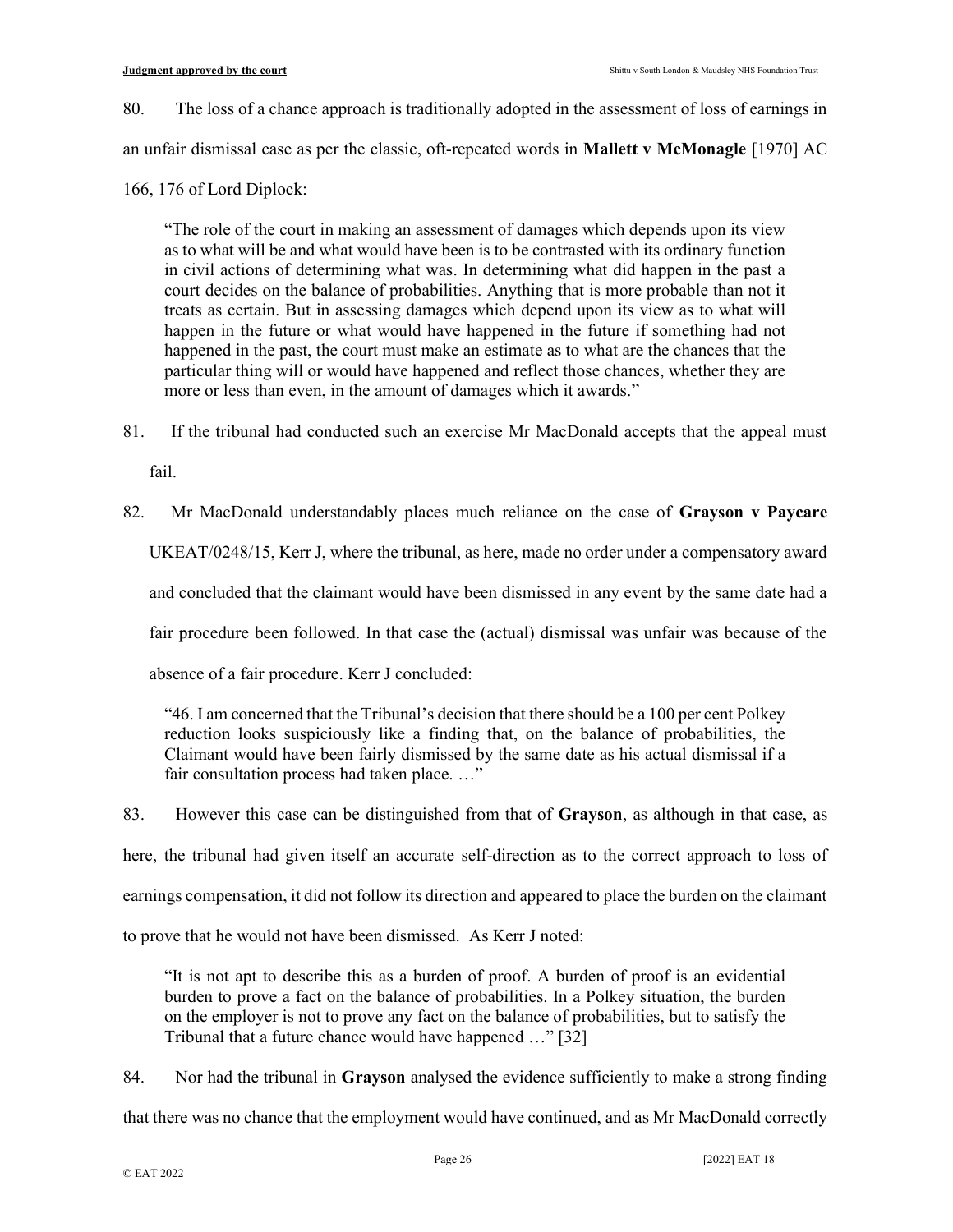80. The loss of a chance approach is traditionally adopted in the assessment of loss of earnings in an unfair dismissal case as per the classic, oft-repeated words in **Mallett v McMonagle** [1970] AC 166, 176 of Lord Diplock:

> "The role of the court in making an assessment of damages which depends upon its view as to what will be and what would have been is to be contrasted with its ordinary function in civil actions of determining what was. In determining what did happen in the past a court decides on the balance of probabilities. Anything that is more probable than not it treats as certain. But in assessing damages which depend upon its view as to what will happen in the future or what would have happened in the future if something had not happened in the past, the court must make an estimate as to what are the chances that the particular thing will or would have happened and reflect those chances, whether they are more or less than even, in the amount of damages which it awards."

81. If the tribunal had conducted such an exercise Mr MacDonald accepts that the appeal must fail.

82. Mr MacDonald understandably places much reliance on the case of **Grayson v Paycare** UKEAT/0248/15, Kerr J, where the tribunal, as here, made no order under a compensatory award and concluded that the claimant would have been dismissed in any event by the same date had a fair procedure been followed. In that case the (actual) dismissal was unfair was because of the absence of a fair procedure. Kerr J concluded:

> "46. I am concerned that the Tribunal's decision that there should be a 100 per cent Polkey reduction looks suspiciously like a finding that, on the balance of probabilities, the Claimant would have been fairly dismissed by the same date as his actual dismissal if a fair consultation process had taken place. …"

83. However this case can be distinguished from that of **Grayson**, as although in that case, as here, the tribunal had given itself an accurate self-direction as to the correct approach to loss of earnings compensation, it did not follow its direction and appeared to place the burden on the claimant to prove that he would not have been dismissed. As Kerr J noted:

> "It is not apt to describe this as a burden of proof. A burden of proof is an evidential burden to prove a fact on the balance of probabilities. In a Polkey situation, the burden on the employer is not to prove any fact on the balance of probabilities, but to satisfy the Tribunal that a future chance would have happened …" [32]

84. Nor had the tribunal in **Grayson** analysed the evidence sufficiently to make a strong finding that there was no chance that the employment would have continued, and as Mr MacDonald correctly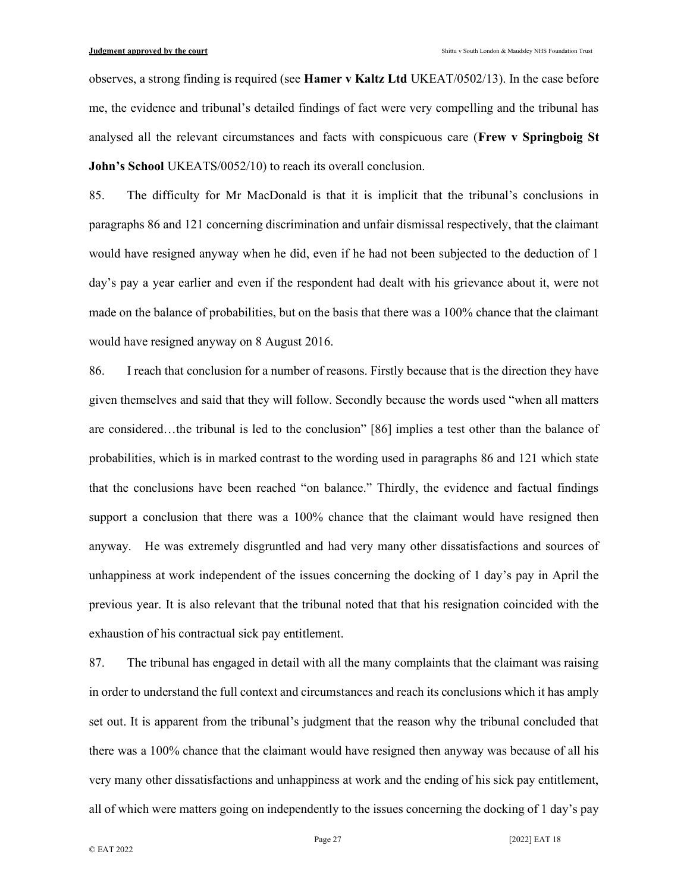observes, a strong finding is required (see **Hamer v Kaltz Ltd** UKEAT/0502/13). In the case before me, the evidence and tribunal's detailed findings of fact were very compelling and the tribunal has analysed all the relevant circumstances and facts with conspicuous care (**Frew v Springboig St John's School** UKEATS/0052/10) to reach its overall conclusion.

85. The difficulty for Mr MacDonald is that it is implicit that the tribunal's conclusions in paragraphs 86 and 121 concerning discrimination and unfair dismissal respectively, that the claimant would have resigned anyway when he did, even if he had not been subjected to the deduction of 1 day's pay a year earlier and even if the respondent had dealt with his grievance about it, were not made on the balance of probabilities, but on the basis that there was a 100% chance that the claimant would have resigned anyway on 8 August 2016.

86. I reach that conclusion for a number of reasons. Firstly because that is the direction they have given themselves and said that they will follow. Secondly because the words used "when all matters are considered…the tribunal is led to the conclusion" [86] implies a test other than the balance of probabilities, which is in marked contrast to the wording used in paragraphs 86 and 121 which state that the conclusions have been reached "on balance." Thirdly, the evidence and factual findings support a conclusion that there was a 100% chance that the claimant would have resigned then anyway. He was extremely disgruntled and had very many other dissatisfactions and sources of unhappiness at work independent of the issues concerning the docking of 1 day's pay in April the previous year. It is also relevant that the tribunal noted that that his resignation coincided with the exhaustion of his contractual sick pay entitlement.

87. The tribunal has engaged in detail with all the many complaints that the claimant was raising in order to understand the full context and circumstances and reach its conclusions which it has amply set out. It is apparent from the tribunal's judgment that the reason why the tribunal concluded that there was a 100% chance that the claimant would have resigned then anyway was because of all his very many other dissatisfactions and unhappiness at work and the ending of his sick pay entitlement, all of which were matters going on independently to the issues concerning the docking of 1 day's pay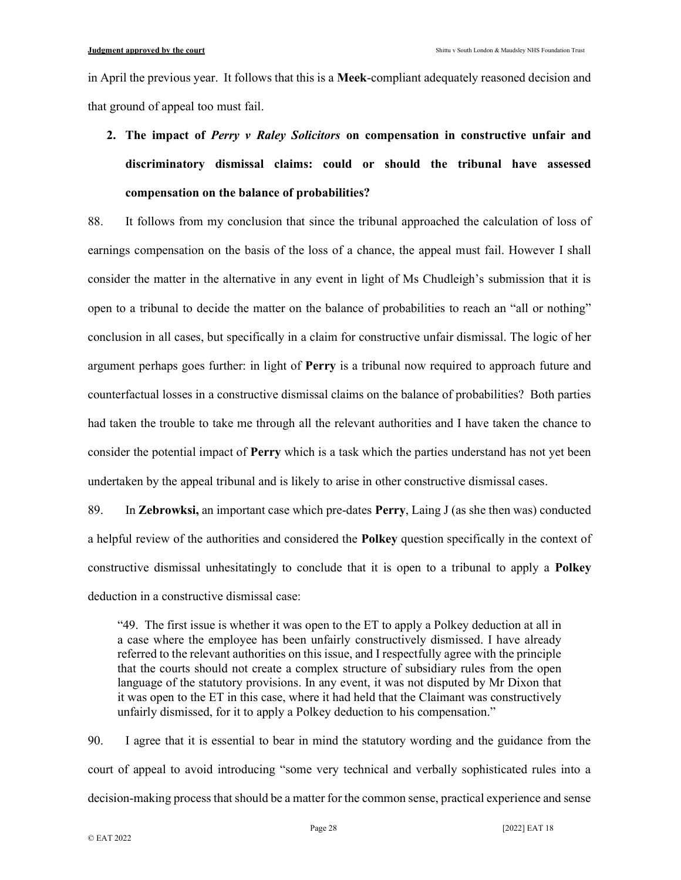in April the previous year. It follows that this is a **Meek**-compliant adequately reasoned decision and that ground of appeal too must fail.

## 2. The impact of *Perry v Raley Solicitors* on compensation in constructive unfair and discriminatory dismissal claims: could or should the tribunal have assessed compensation on the balance of probabilities?

88. It follows from my conclusion that since the tribunal approached the calculation of loss of earnings compensation on the basis of the loss of a chance, the appeal must fail. However I shall consider the matter in the alternative in any event in light of Ms Chudleigh's submission that it is open to a tribunal to decide the matter on the balance of probabilities to reach an "all or nothing" conclusion in all cases, but specifically in a claim for constructive unfair dismissal. The logic of her argument perhaps goes further: in light of **Perry** is a tribunal now required to approach future and counterfactual losses in a constructive dismissal claims on the balance of probabilities? Both parties had taken the trouble to take me through all the relevant authorities and I have taken the chance to consider the potential impact of **Perry** which is a task which the parties understand has not yet been undertaken by the appeal tribunal and is likely to arise in other constructive dismissal cases.

89. In **Zebrowksi,** an important case which pre-dates **Perry**, Laing J (as she then was) conducted a helpful review of the authorities and considered the **Polkey** question specifically in the context of constructive dismissal unhesitatingly to conclude that it is open to a tribunal to apply a **Polkey** deduction in a constructive dismissal case:

> "49. The first issue is whether it was open to the ET to apply a Polkey deduction at all in a case where the employee has been unfairly constructively dismissed. I have already referred to the relevant authorities on this issue, and I respectfully agree with the principle that the courts should not create a complex structure of subsidiary rules from the open language of the statutory provisions. In any event, it was not disputed by Mr Dixon that it was open to the ET in this case, where it had held that the Claimant was constructively unfairly dismissed, for it to apply a Polkey deduction to his compensation."

90. I agree that it is essential to bear in mind the statutory wording and the guidance from the court of appeal to avoid introducing "some very technical and verbally sophisticated rules into a decision-making process that should be a matter for the common sense, practical experience and sense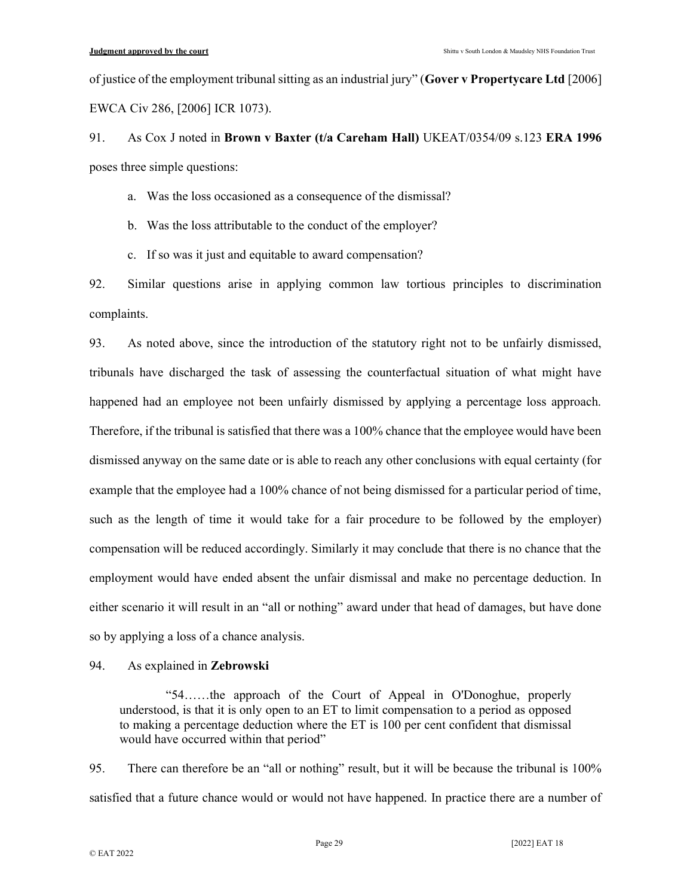of justice of the employment tribunal sitting as an industrial jury" (**Gover v Propertycare Ltd** [2006] EWCA Civ 286, [2006] ICR 1073).

91. As Cox J noted in **Brown v Baxter (t/a Careham Hall)** UKEAT/0354/09 s.123 **ERA 1996** poses three simple questions:

a. Was the loss occasioned as a consequence of the dismissal?

b. Was the loss attributable to the conduct of the employer?

c. If so was it just and equitable to award compensation?

92. Similar questions arise in applying common law tortious principles to discrimination complaints.

93. As noted above, since the introduction of the statutory right not to be unfairly dismissed, tribunals have discharged the task of assessing the counterfactual situation of what might have happened had an employee not been unfairly dismissed by applying a percentage loss approach. Therefore, if the tribunal is satisfied that there was a 100% chance that the employee would have been dismissed anyway on the same date or is able to reach any other conclusions with equal certainty (for example that the employee had a 100% chance of not being dismissed for a particular period of time, such as the length of time it would take for a fair procedure to be followed by the employer) compensation will be reduced accordingly. Similarly it may conclude that there is no chance that the employment would have ended absent the unfair dismissal and make no percentage deduction. In either scenario it will result in an "all or nothing" award under that head of damages, but have done so by applying a loss of a chance analysis.

94. As explained in **Zebrowski**

> "54……the approach of the Court of Appeal in O'Donoghue, properly understood, is that it is only open to an ET to limit compensation to a period as opposed to making a percentage deduction where the ET is 100 per cent confident that dismissal would have occurred within that period"

95. There can therefore be an "all or nothing" result, but it will be because the tribunal is 100% satisfied that a future chance would or would not have happened. In practice there are a number of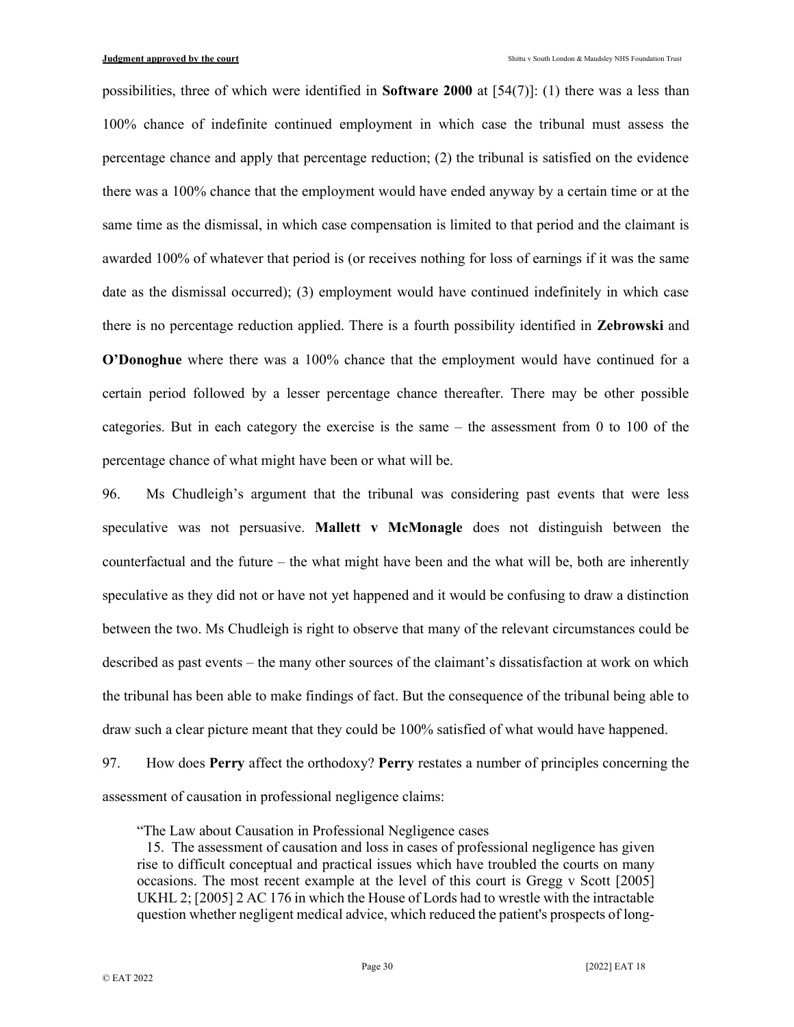possibilities, three of which were identified in **Software 2000** at [54(7)]: (1) there was a less than 100% chance of indefinite continued employment in which case the tribunal must assess the percentage chance and apply that percentage reduction; (2) the tribunal is satisfied on the evidence there was a 100% chance that the employment would have ended anyway by a certain time or at the same time as the dismissal, in which case compensation is limited to that period and the claimant is awarded 100% of whatever that period is (or receives nothing for loss of earnings if it was the same date as the dismissal occurred); (3) employment would have continued indefinitely in which case there is no percentage reduction applied. There is a fourth possibility identified in **Zebrowski** and **O'Donoghue** where there was a 100% chance that the employment would have continued for a certain period followed by a lesser percentage chance thereafter. There may be other possible categories. But in each category the exercise is the same – the assessment from 0 to 100 of the percentage chance of what might have been or what will be.

96. Ms Chudleigh's argument that the tribunal was considering past events that were less speculative was not persuasive. **Mallett v McMonagle** does not distinguish between the counterfactual and the future – the what might have been and the what will be, both are inherently speculative as they did not or have not yet happened and it would be confusing to draw a distinction between the two. Ms Chudleigh is right to observe that many of the relevant circumstances could be described as past events – the many other sources of the claimant's dissatisfaction at work on which the tribunal has been able to make findings of fact. But the consequence of the tribunal being able to draw such a clear picture meant that they could be 100% satisfied of what would have happened.

97. How does **Perry** affect the orthodoxy? **Perry** restates a number of principles concerning the assessment of causation in professional negligence claims:

> "The Law about Causation in Professional Negligence cases
>
> 15. The assessment of causation and loss in cases of professional negligence has given rise to difficult conceptual and practical issues which have troubled the courts on many occasions. The most recent example at the level of this court is Gregg v Scott [2005] UKHL 2; [2005] 2 AC 176 in which the House of Lords had to wrestle with the intractable question whether negligent medical advice, which reduced the patient's prospects of long-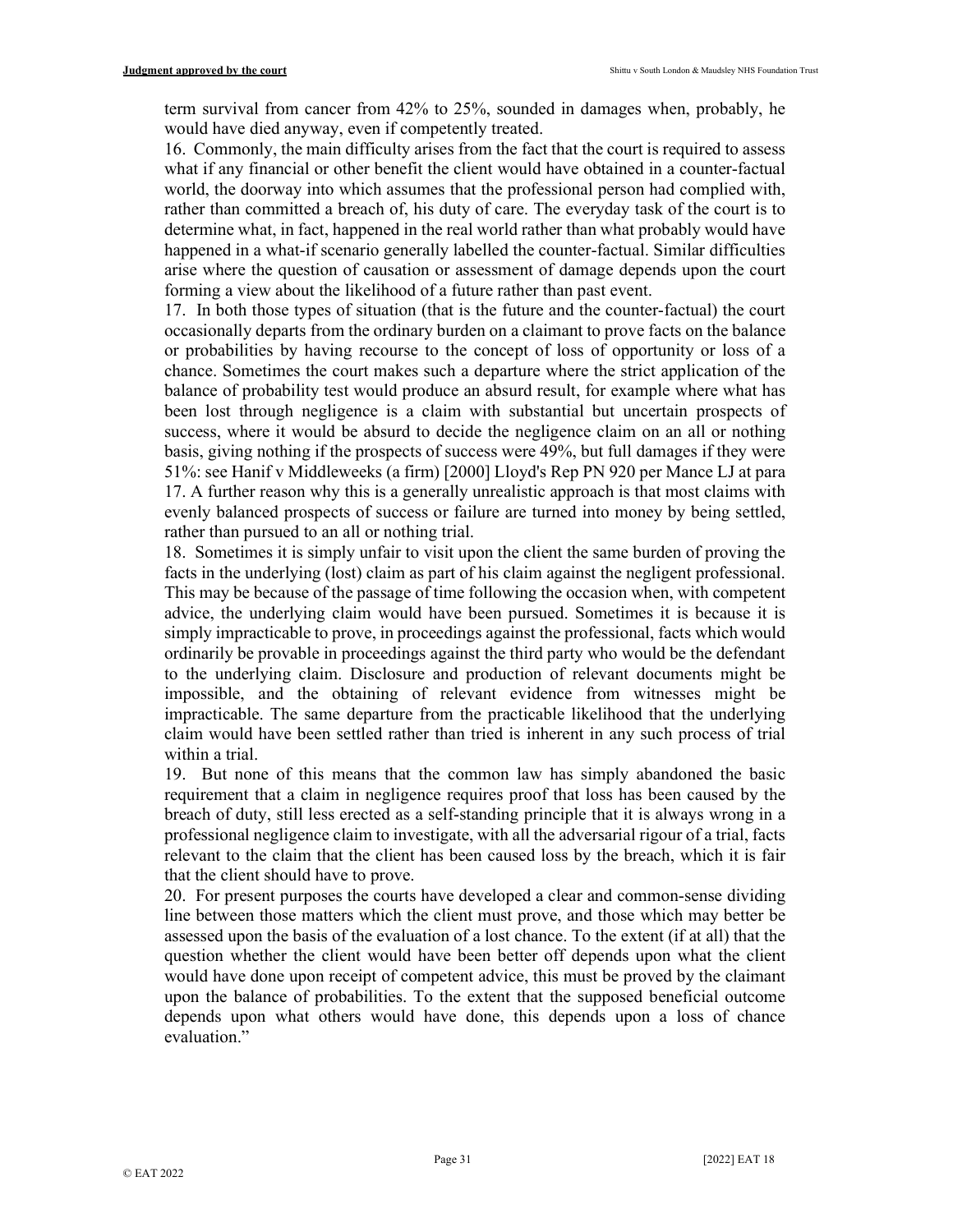term survival from cancer from 42% to 25%, sounded in damages when, probably, he would have died anyway, even if competently treated.

16. Commonly, the main difficulty arises from the fact that the court is required to assess what if any financial or other benefit the client would have obtained in a counter-factual world, the doorway into which assumes that the professional person had complied with, rather than committed a breach of, his duty of care. The everyday task of the court is to determine what, in fact, happened in the real world rather than what probably would have happened in a what-if scenario generally labelled the counter-factual. Similar difficulties arise where the question of causation or assessment of damage depends upon the court forming a view about the likelihood of a future rather than past event.

17. In both those types of situation (that is the future and the counter-factual) the court occasionally departs from the ordinary burden on a claimant to prove facts on the balance or probabilities by having recourse to the concept of loss of opportunity or loss of a chance. Sometimes the court makes such a departure where the strict application of the balance of probability test would produce an absurd result, for example where what has been lost through negligence is a claim with substantial but uncertain prospects of success, where it would be absurd to decide the negligence claim on an all or nothing basis, giving nothing if the prospects of success were 49%, but full damages if they were 51%: see Hanif v Middleweeks (a firm) [2000] Lloyd's Rep PN 920 per Mance LJ at para 17. A further reason why this is a generally unrealistic approach is that most claims with evenly balanced prospects of success or failure are turned into money by being settled, rather than pursued to an all or nothing trial.

18. Sometimes it is simply unfair to visit upon the client the same burden of proving the facts in the underlying (lost) claim as part of his claim against the negligent professional. This may be because of the passage of time following the occasion when, with competent advice, the underlying claim would have been pursued. Sometimes it is because it is simply impracticable to prove, in proceedings against the professional, facts which would ordinarily be provable in proceedings against the third party who would be the defendant to the underlying claim. Disclosure and production of relevant documents might be impossible, and the obtaining of relevant evidence from witnesses might be impracticable. The same departure from the practicable likelihood that the underlying claim would have been settled rather than tried is inherent in any such process of trial within a trial.

19. But none of this means that the common law has simply abandoned the basic requirement that a claim in negligence requires proof that loss has been caused by the breach of duty, still less erected as a self-standing principle that it is always wrong in a professional negligence claim to investigate, with all the adversarial rigour of a trial, facts relevant to the claim that the client has been caused loss by the breach, which it is fair that the client should have to prove.

20. For present purposes the courts have developed a clear and common-sense dividing line between those matters which the client must prove, and those which may better be assessed upon the basis of the evaluation of a lost chance. To the extent (if at all) that the question whether the client would have been better off depends upon what the client would have done upon receipt of competent advice, this must be proved by the claimant upon the balance of probabilities. To the extent that the supposed beneficial outcome depends upon what others would have done, this depends upon a loss of chance evaluation."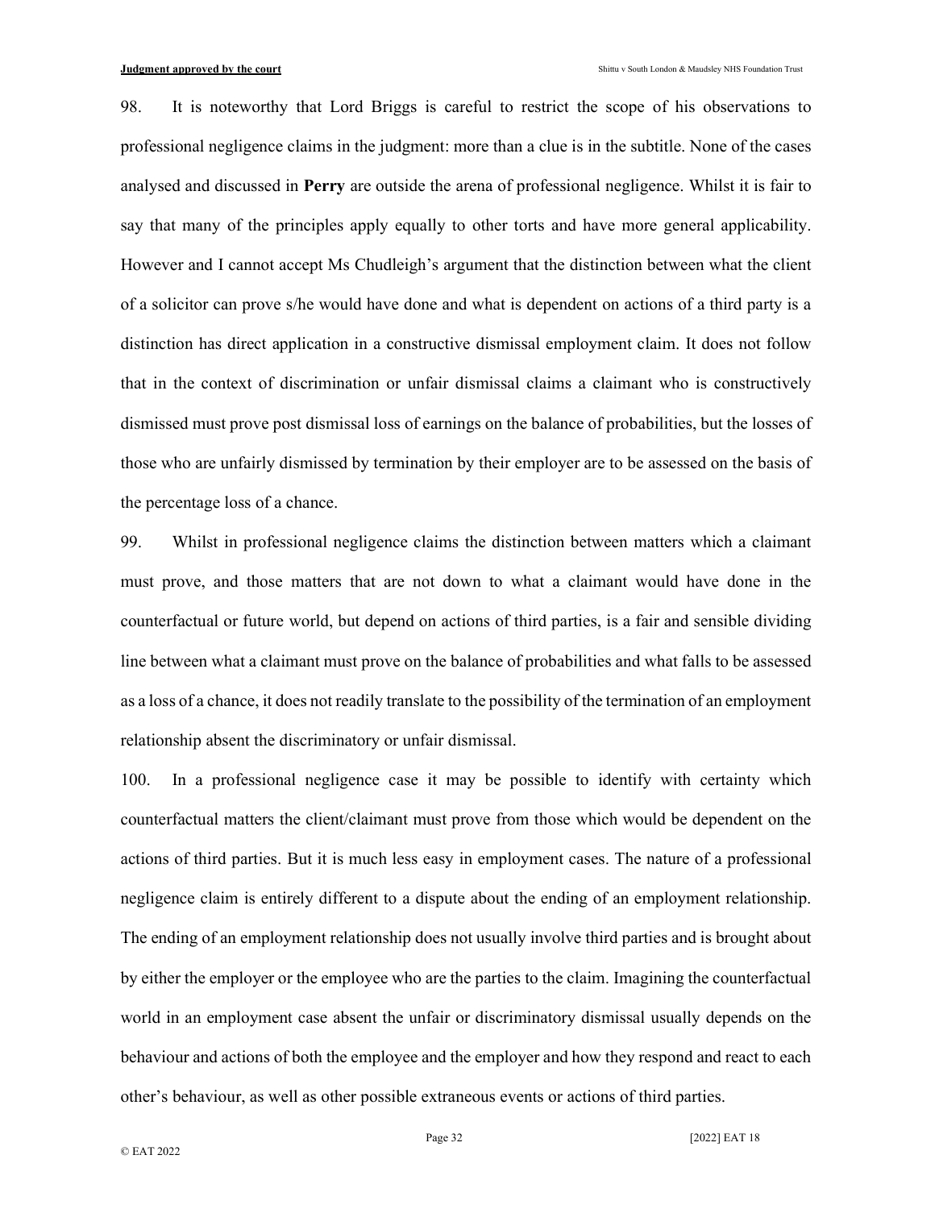98. It is noteworthy that Lord Briggs is careful to restrict the scope of his observations to professional negligence claims in the judgment: more than a clue is in the subtitle. None of the cases analysed and discussed in **Perry** are outside the arena of professional negligence. Whilst it is fair to say that many of the principles apply equally to other torts and have more general applicability. However and I cannot accept Ms Chudleigh's argument that the distinction between what the client of a solicitor can prove s/he would have done and what is dependent on actions of a third party is a distinction has direct application in a constructive dismissal employment claim. It does not follow that in the context of discrimination or unfair dismissal claims a claimant who is constructively dismissed must prove post dismissal loss of earnings on the balance of probabilities, but the losses of those who are unfairly dismissed by termination by their employer are to be assessed on the basis of the percentage loss of a chance.

99. Whilst in professional negligence claims the distinction between matters which a claimant must prove, and those matters that are not down to what a claimant would have done in the counterfactual or future world, but depend on actions of third parties, is a fair and sensible dividing line between what a claimant must prove on the balance of probabilities and what falls to be assessed as a loss of a chance, it does not readily translate to the possibility of the termination of an employment relationship absent the discriminatory or unfair dismissal.

100. In a professional negligence case it may be possible to identify with certainty which counterfactual matters the client/claimant must prove from those which would be dependent on the actions of third parties. But it is much less easy in employment cases. The nature of a professional negligence claim is entirely different to a dispute about the ending of an employment relationship. The ending of an employment relationship does not usually involve third parties and is brought about by either the employer or the employee who are the parties to the claim. Imagining the counterfactual world in an employment case absent the unfair or discriminatory dismissal usually depends on the behaviour and actions of both the employee and the employer and how they respond and react to each other's behaviour, as well as other possible extraneous events or actions of third parties.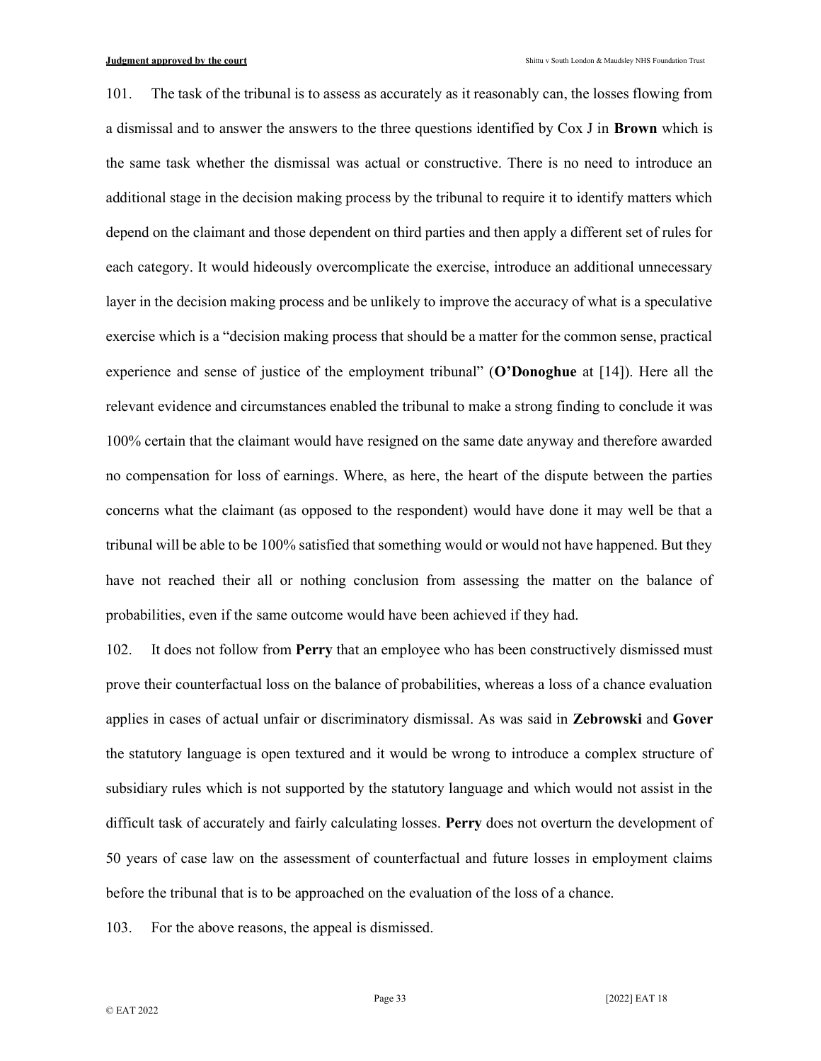101. The task of the tribunal is to assess as accurately as it reasonably can, the losses flowing from a dismissal and to answer the answers to the three questions identified by Cox J in **Brown** which is the same task whether the dismissal was actual or constructive. There is no need to introduce an additional stage in the decision making process by the tribunal to require it to identify matters which depend on the claimant and those dependent on third parties and then apply a different set of rules for each category. It would hideously overcomplicate the exercise, introduce an additional unnecessary layer in the decision making process and be unlikely to improve the accuracy of what is a speculative exercise which is a "decision making process that should be a matter for the common sense, practical experience and sense of justice of the employment tribunal" (**O'Donoghue** at [14]). Here all the relevant evidence and circumstances enabled the tribunal to make a strong finding to conclude it was 100% certain that the claimant would have resigned on the same date anyway and therefore awarded no compensation for loss of earnings. Where, as here, the heart of the dispute between the parties concerns what the claimant (as opposed to the respondent) would have done it may well be that a tribunal will be able to be 100% satisfied that something would or would not have happened. But they have not reached their all or nothing conclusion from assessing the matter on the balance of probabilities, even if the same outcome would have been achieved if they had.

102. It does not follow from **Perry** that an employee who has been constructively dismissed must prove their counterfactual loss on the balance of probabilities, whereas a loss of a chance evaluation applies in cases of actual unfair or discriminatory dismissal. As was said in **Zebrowski** and **Gover** the statutory language is open textured and it would be wrong to introduce a complex structure of subsidiary rules which is not supported by the statutory language and which would not assist in the difficult task of accurately and fairly calculating losses. **Perry** does not overturn the development of 50 years of case law on the assessment of counterfactual and future losses in employment claims before the tribunal that is to be approached on the evaluation of the loss of a chance.

103. For the above reasons, the appeal is dismissed.